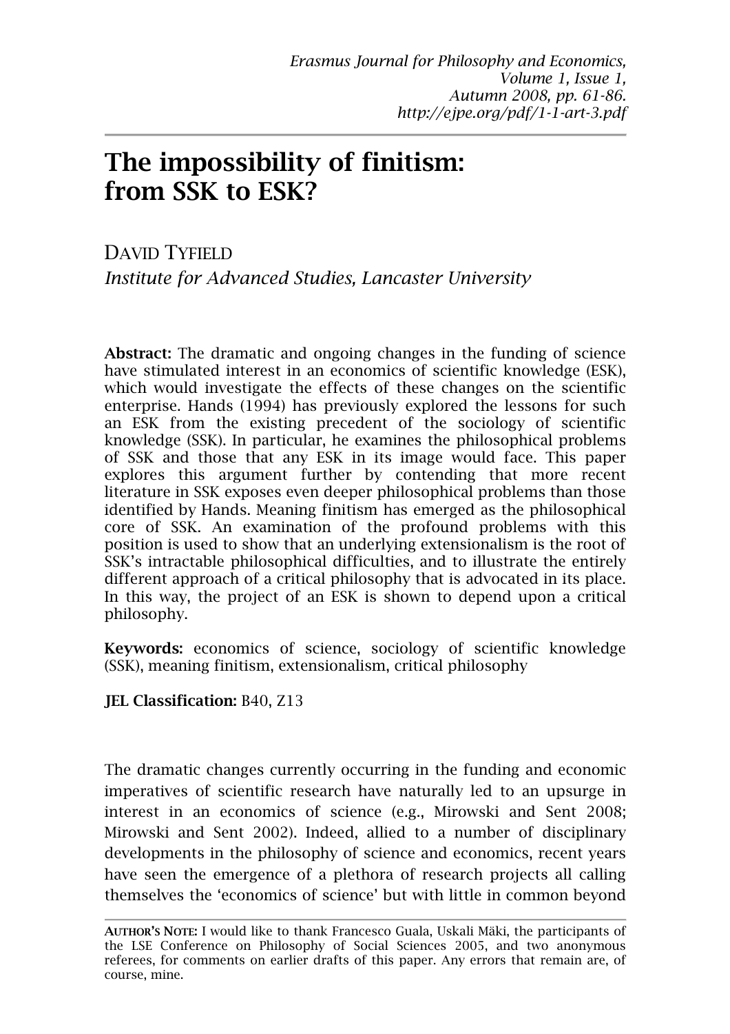# The impossibility of finitism: from SSK to ESK?

DAVID TYFIELD

*Institute for Advanced Studies, Lancaster University*

**Abstract:** The dramatic and ongoing changes in the funding of science have stimulated interest in an economics of scientific knowledge (ESK), which would investigate the effects of these changes on the scientific enterprise. Hands (1994) has previously explored the lessons for such an ESK from the existing precedent of the sociology of scientific knowledge (SSK). In particular, he examines the philosophical problems of SSK and those that any ESK in its image would face. This paper explores this argument further by contending that more recent literature in SSK exposes even deeper philosophical problems than those identified by Hands. Meaning finitism has emerged as the philosophical core of SSK. An examination of the profound problems with this position is used to show that an underlying extensionalism is the root of SSK's intractable philosophical difficulties, and to illustrate the entirely different approach of a critical philosophy that is advocated in its place. In this way, the project of an ESK is shown to depend upon a critical philosophy.

**Keywords:** economics of science, sociology of scientific knowledge (SSK), meaning finitism, extensionalism, critical philosophy

**JEL Classification:** B40, Z13

The dramatic changes currently occurring in the funding and economic imperatives of scientific research have naturally led to an upsurge in interest in an economics of science (e.g., Mirowski and Sent 2008; Mirowski and Sent 2002). Indeed, allied to a number of disciplinary developments in the philosophy of science and economics, recent years have seen the emergence of a plethora of research projects all calling themselves the 'economics of science' but with little in common beyond

AUTHOR'S NOTE: I would like to thank Francesco Guala, Uskali Mäki, the participants of the LSE Conference on Philosophy of Social Sciences 2005, and two anonymous referees, for comments on earlier drafts of this paper. Any errors that remain are, of course, mine.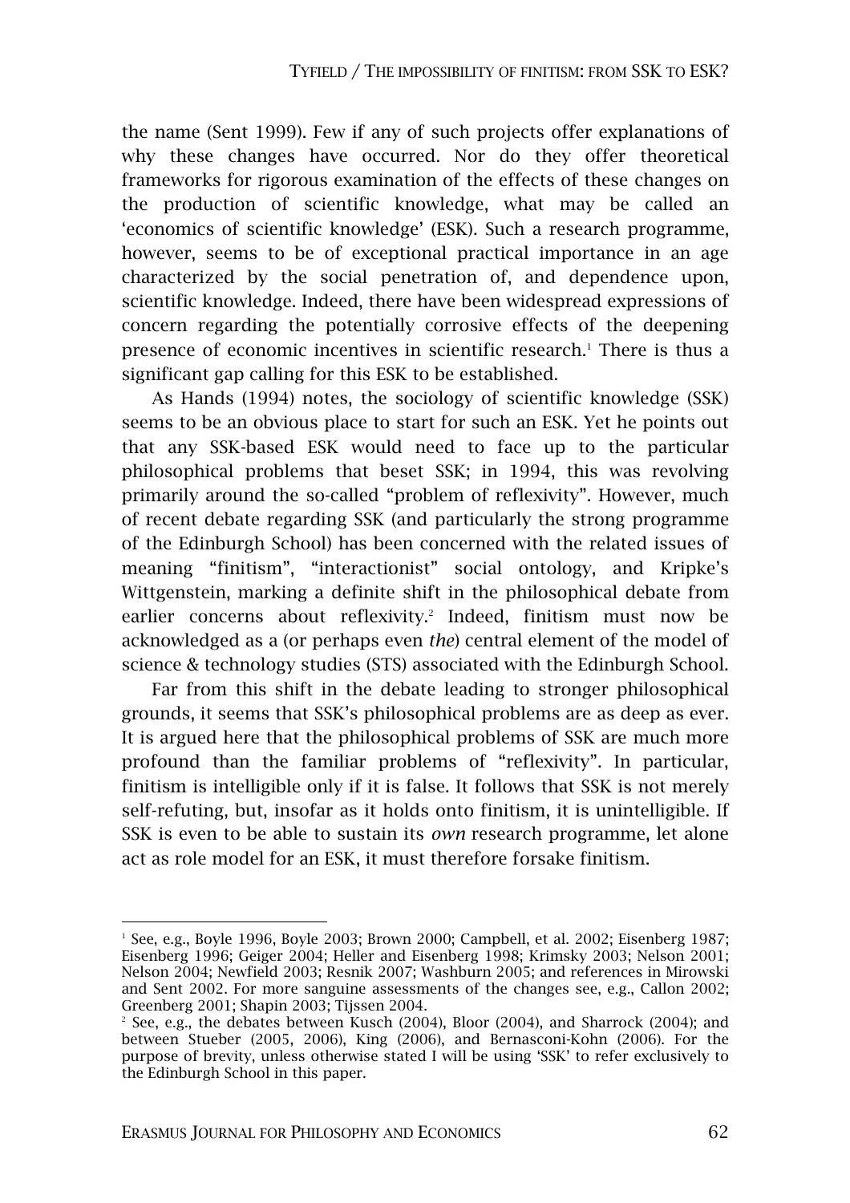the name (Sent 1999). Few if any of such projects offer explanations of why these changes have occurred. Nor do they offer theoretical frameworks for rigorous examination of the effects of these changes on the production of scientific knowledge, what may be called an 'economics of scientific knowledge' (ESK). Such a research programme, however, seems to be of exceptional practical importance in an age characterized by the social penetration of, and dependence upon, scientific knowledge. Indeed, there have been widespread expressions of concern regarding the potentially corrosive effects of the deepening presence of economic incentives in scientific research.[1] There is thus a significant gap calling for this ESK to be established.

As Hands (1994) notes, the sociology of scientific knowledge (SSK) seems to be an obvious place to start for such an ESK. Yet he points out that any SSK-based ESK would need to face up to the particular philosophical problems that beset SSK; in 1994, this was revolving primarily around the so-called "problem of reflexivity". However, much of recent debate regarding SSK (and particularly the strong programme of the Edinburgh School) has been concerned with the related issues of meaning "finitism", "interactionist" social ontology, and Kripke's Wittgenstein, marking a definite shift in the philosophical debate from earlier concerns about reflexivity.[2] Indeed, finitism must now be acknowledged as a (or perhaps even *the*) central element of the model of science & technology studies (STS) associated with the Edinburgh School.

Far from this shift in the debate leading to stronger philosophical grounds, it seems that SSK's philosophical problems are as deep as ever. It is argued here that the philosophical problems of SSK are much more profound than the familiar problems of "reflexivity". In particular, finitism is intelligible only if it is false. It follows that SSK is not merely self-refuting, but, insofar as it holds onto finitism, it is unintelligible. If SSK is even to be able to sustain its *own* research programme, let alone act as role model for an ESK, it must therefore forsake finitism.

---

[1] See, e.g., Boyle 1996, Boyle 2003; Brown 2000; Campbell, et al. 2002; Eisenberg 1987; Eisenberg 1996; Geiger 2004; Heller and Eisenberg 1998; Krimsky 2003; Nelson 2001; Nelson 2004; Newfield 2003; Resnik 2007; Washburn 2005; and references in Mirowski and Sent 2002. For more sanguine assessments of the changes see, e.g., Callon 2002; Greenberg 2001; Shapin 2003; Tijssen 2004.

[2] See, e.g., the debates between Kusch (2004), Bloor (2004), and Sharrock (2004); and between Stueber (2005, 2006), King (2006), and Bernasconi-Kohn (2006). For the purpose of brevity, unless otherwise stated I will be using 'SSK' to refer exclusively to the Edinburgh School in this paper.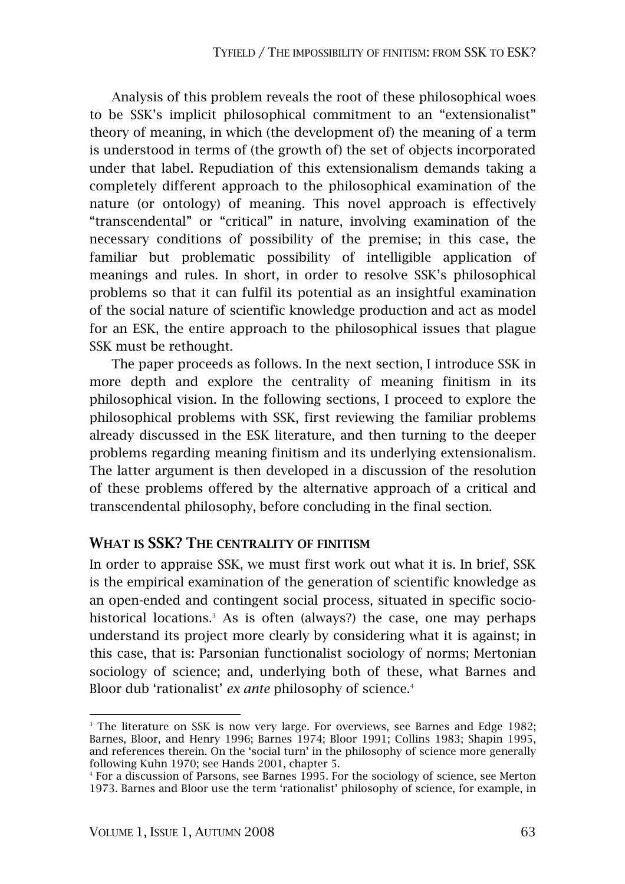Analysis of this problem reveals the root of these philosophical woes to be SSK's implicit philosophical commitment to an "extensionalist" theory of meaning, in which (the development of) the meaning of a term is understood in terms of (the growth of) the set of objects incorporated under that label. Repudiation of this extensionalism demands taking a completely different approach to the philosophical examination of the nature (or ontology) of meaning. This novel approach is effectively "transcendental" or "critical" in nature, involving examination of the necessary conditions of possibility of the premise; in this case, the familiar but problematic possibility of intelligible application of meanings and rules. In short, in order to resolve SSK's philosophical problems so that it can fulfil its potential as an insightful examination of the social nature of scientific knowledge production and act as model for an ESK, the entire approach to the philosophical issues that plague SSK must be rethought.

The paper proceeds as follows. In the next section, I introduce SSK in more depth and explore the centrality of meaning finitism in its philosophical vision. In the following sections, I proceed to explore the philosophical problems with SSK, first reviewing the familiar problems already discussed in the ESK literature, and then turning to the deeper problems regarding meaning finitism and its underlying extensionalism. The latter argument is then developed in a discussion of the resolution of these problems offered by the alternative approach of a critical and transcendental philosophy, before concluding in the final section.

## What is SSK? The centrality of finitism

In order to appraise SSK, we must first work out what it is. In brief, SSK is the empirical examination of the generation of scientific knowledge as an open-ended and contingent social process, situated in specific socio-historical locations.[3] As is often (always?) the case, one may perhaps understand its project more clearly by considering what it is against; in this case, that is: Parsonian functionalist sociology of norms; Mertonian sociology of science; and, underlying both of these, what Barnes and Bloor dub 'rationalist' *ex ante* philosophy of science.[4]

---

[3] The literature on SSK is now very large. For overviews, see Barnes and Edge 1982; Barnes, Bloor, and Henry 1996; Barnes 1974; Bloor 1991; Collins 1983; Shapin 1995, and references therein. On the 'social turn' in the philosophy of science more generally following Kuhn 1970; see Hands 2001, chapter 5.

[4] For a discussion of Parsons, see Barnes 1995. For the sociology of science, see Merton 1973. Barnes and Bloor use the term 'rationalist' philosophy of science, for example, in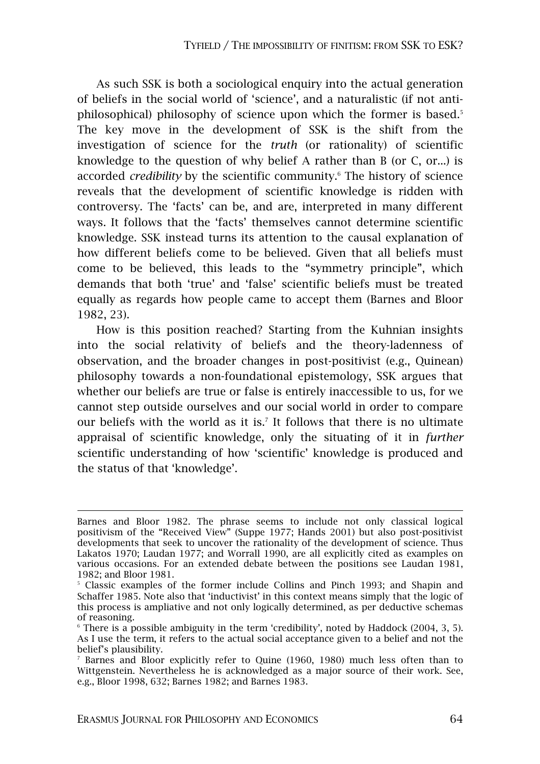As such SSK is both a sociological enquiry into the actual generation of beliefs in the social world of 'science', and a naturalistic (if not anti-philosophical) philosophy of science upon which the former is based.[5] The key move in the development of SSK is the shift from the investigation of science for the *truth* (or rationality) of scientific knowledge to the question of why belief A rather than B (or C, or...) is accorded *credibility* by the scientific community.[6] The history of science reveals that the development of scientific knowledge is ridden with controversy. The 'facts' can be, and are, interpreted in many different ways. It follows that the 'facts' themselves cannot determine scientific knowledge. SSK instead turns its attention to the causal explanation of how different beliefs come to be believed. Given that all beliefs must come to be believed, this leads to the "symmetry principle", which demands that both 'true' and 'false' scientific beliefs must be treated equally as regards how people came to accept them (Barnes and Bloor 1982, 23).

How is this position reached? Starting from the Kuhnian insights into the social relativity of beliefs and the theory-ladenness of observation, and the broader changes in post-positivist (e.g., Quinean) philosophy towards a non-foundational epistemology, SSK argues that whether our beliefs are true or false is entirely inaccessible to us, for we cannot step outside ourselves and our social world in order to compare our beliefs with the world as it is.[7] It follows that there is no ultimate appraisal of scientific knowledge, only the situating of it in *further* scientific understanding of how 'scientific' knowledge is produced and the status of that 'knowledge'.

---

Barnes and Bloor 1982. The phrase seems to include not only classical logical positivism of the "Received View" (Suppe 1977; Hands 2001) but also post-positivist developments that seek to uncover the rationality of the development of science. Thus Lakatos 1970; Laudan 1977; and Worrall 1990, are all explicitly cited as examples on various occasions. For an extended debate between the positions see Laudan 1981, 1982; and Bloor 1981.

[5] Classic examples of the former include Collins and Pinch 1993; and Shapin and Schaffer 1985. Note also that 'inductivist' in this context means simply that the logic of this process is ampliative and not only logically determined, as per deductive schemas of reasoning.

[6] There is a possible ambiguity in the term 'credibility', noted by Haddock (2004, 3, 5). As I use the term, it refers to the actual social acceptance given to a belief and not the belief's plausibility.

[7] Barnes and Bloor explicitly refer to Quine (1960, 1980) much less often than to Wittgenstein. Nevertheless he is acknowledged as a major source of their work. See, e.g., Bloor 1998, 632; Barnes 1982; and Barnes 1983.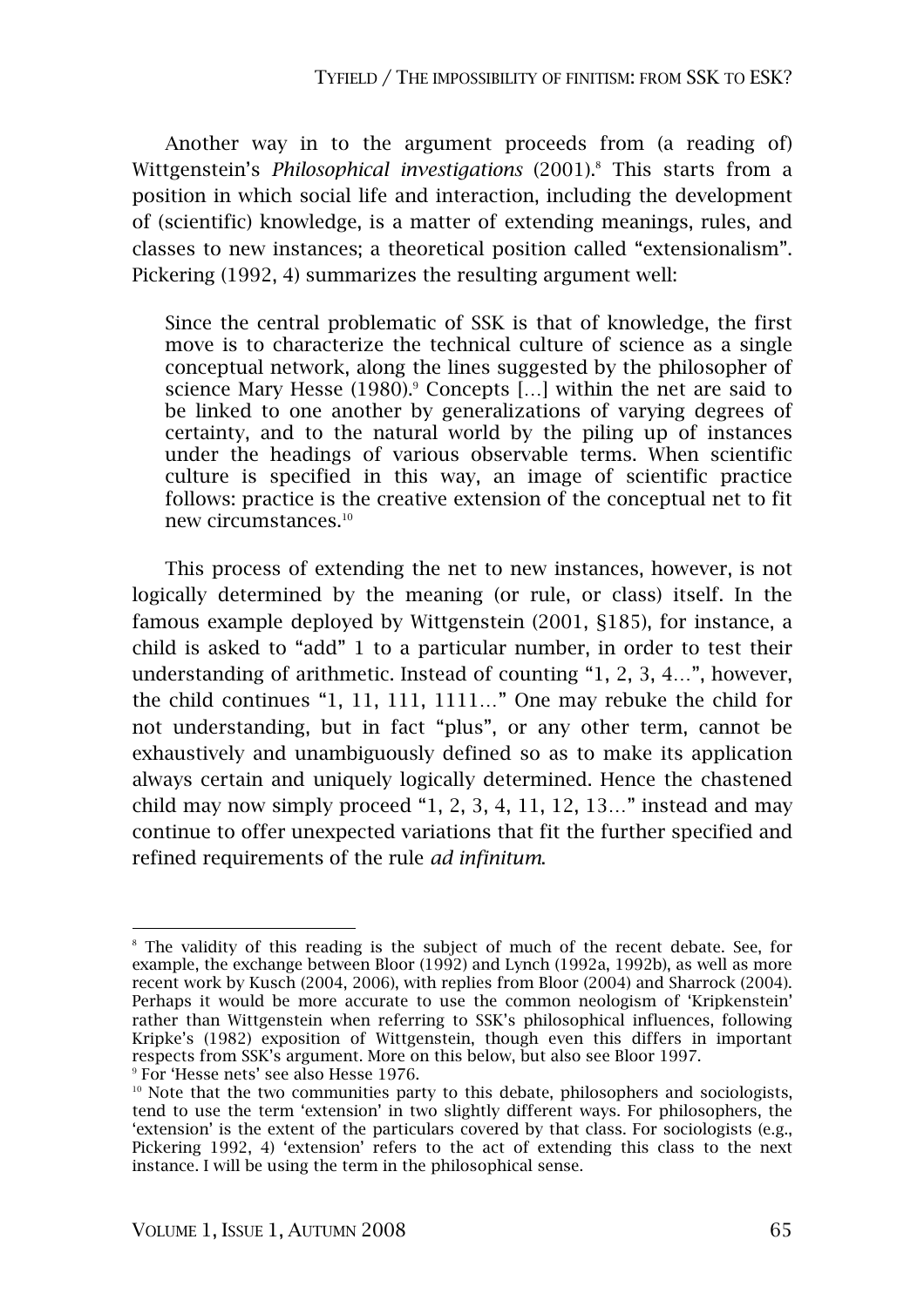Another way in to the argument proceeds from (a reading of) Wittgenstein's *Philosophical investigations* (2001).[8] This starts from a position in which social life and interaction, including the development of (scientific) knowledge, is a matter of extending meanings, rules, and classes to new instances; a theoretical position called "extensionalism". Pickering (1992, 4) summarizes the resulting argument well:

> Since the central problematic of SSK is that of knowledge, the first move is to characterize the technical culture of science as a single conceptual network, along the lines suggested by the philosopher of science Mary Hesse (1980).[9] Concepts […] within the net are said to be linked to one another by generalizations of varying degrees of certainty, and to the natural world by the piling up of instances under the headings of various observable terms. When scientific culture is specified in this way, an image of scientific practice follows: practice is the creative extension of the conceptual net to fit new circumstances.[10]

This process of extending the net to new instances, however, is not logically determined by the meaning (or rule, or class) itself. In the famous example deployed by Wittgenstein (2001, §185), for instance, a child is asked to "add" 1 to a particular number, in order to test their understanding of arithmetic. Instead of counting "1, 2, 3, 4…", however, the child continues "1, 11, 111, 1111…" One may rebuke the child for not understanding, but in fact "plus", or any other term, cannot be exhaustively and unambiguously defined so as to make its application always certain and uniquely logically determined. Hence the chastened child may now simply proceed "1, 2, 3, 4, 11, 12, 13…" instead and may continue to offer unexpected variations that fit the further specified and refined requirements of the rule *ad infinitum*.

---

[8] The validity of this reading is the subject of much of the recent debate. See, for example, the exchange between Bloor (1992) and Lynch (1992a, 1992b), as well as more recent work by Kusch (2004, 2006), with replies from Bloor (2004) and Sharrock (2004). Perhaps it would be more accurate to use the common neologism of 'Kripkenstein' rather than Wittgenstein when referring to SSK's philosophical influences, following Kripke's (1982) exposition of Wittgenstein, though even this differs in important respects from SSK's argument. More on this below, but also see Bloor 1997.

[9] For 'Hesse nets' see also Hesse 1976.

[10] Note that the two communities party to this debate, philosophers and sociologists, tend to use the term 'extension' in two slightly different ways. For philosophers, the 'extension' is the extent of the particulars covered by that class. For sociologists (e.g., Pickering 1992, 4) 'extension' refers to the act of extending this class to the next instance. I will be using the term in the philosophical sense.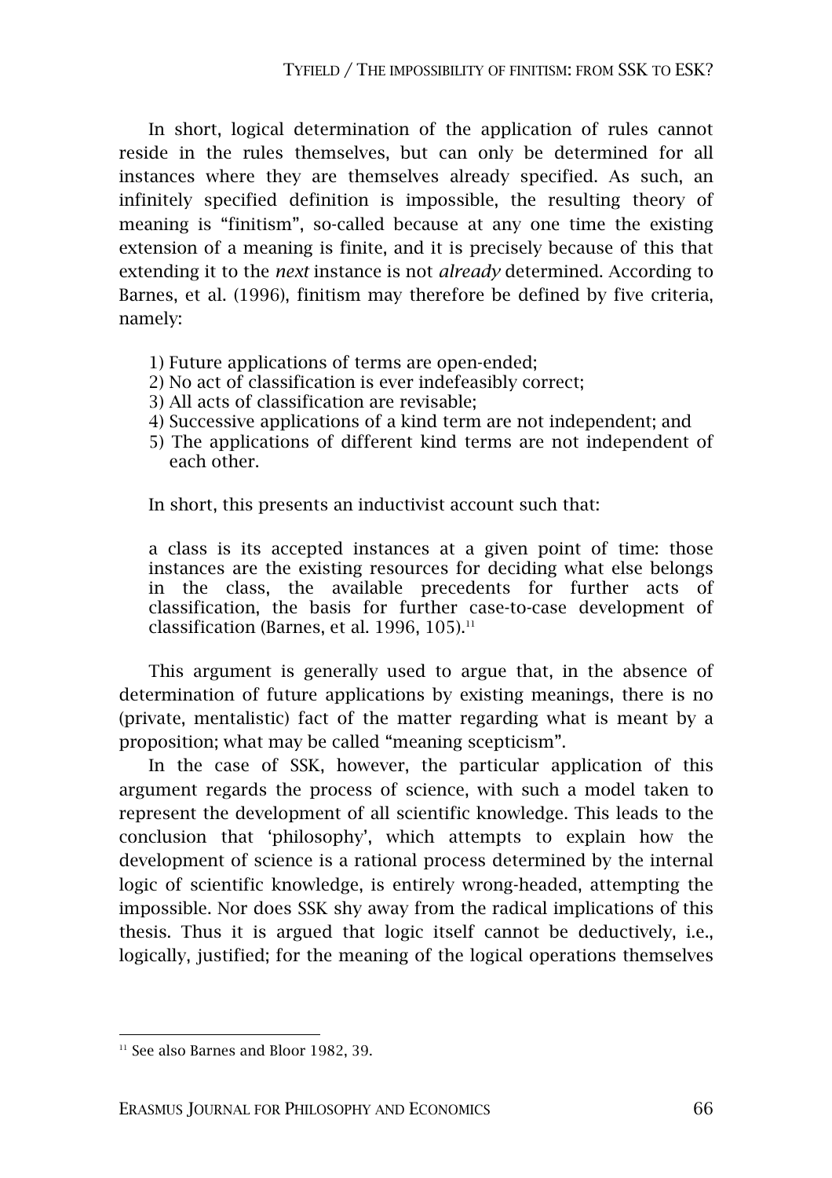In short, logical determination of the application of rules cannot reside in the rules themselves, but can only be determined for all instances where they are themselves already specified. As such, an infinitely specified definition is impossible, the resulting theory of meaning is "finitism", so-called because at any one time the existing extension of a meaning is finite, and it is precisely because of this that extending it to the *next* instance is not *already* determined. According to Barnes, et al. (1996), finitism may therefore be defined by five criteria, namely:

1) Future applications of terms are open-ended;
2) No act of classification is ever indefeasibly correct;
3) All acts of classification are revisable;
4) Successive applications of a kind term are not independent; and
5) The applications of different kind terms are not independent of each other.

In short, this presents an inductivist account such that:

> a class is its accepted instances at a given point of time: those instances are the existing resources for deciding what else belongs in the class, the available precedents for further acts of classification, the basis for further case-to-case development of classification (Barnes, et al. 1996, 105).[11]

This argument is generally used to argue that, in the absence of determination of future applications by existing meanings, there is no (private, mentalistic) fact of the matter regarding what is meant by a proposition; what may be called "meaning scepticism".

In the case of SSK, however, the particular application of this argument regards the process of science, with such a model taken to represent the development of all scientific knowledge. This leads to the conclusion that 'philosophy', which attempts to explain how the development of science is a rational process determined by the internal logic of scientific knowledge, is entirely wrong-headed, attempting the impossible. Nor does SSK shy away from the radical implications of this thesis. Thus it is argued that logic itself cannot be deductively, i.e., logically, justified; for the meaning of the logical operations themselves

[11] See also Barnes and Bloor 1982, 39.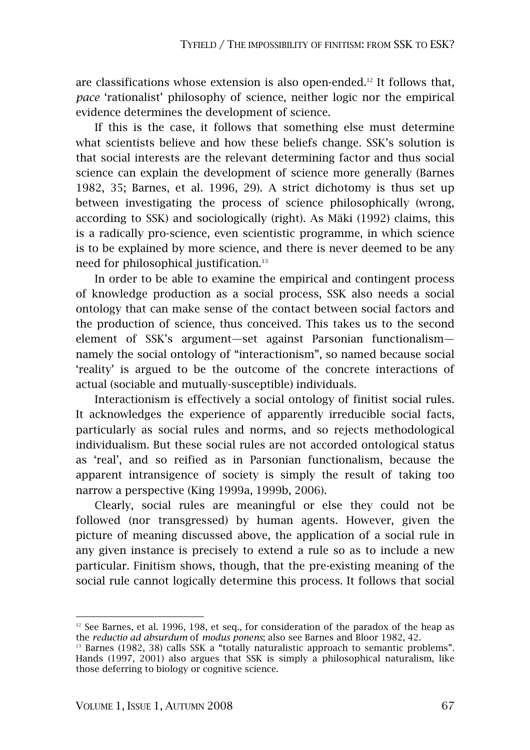are classifications whose extension is also open-ended.[12] It follows that, *pace* 'rationalist' philosophy of science, neither logic nor the empirical evidence determines the development of science.

If this is the case, it follows that something else must determine what scientists believe and how these beliefs change. SSK's solution is that social interests are the relevant determining factor and thus social science can explain the development of science more generally (Barnes 1982, 35; Barnes, et al. 1996, 29). A strict dichotomy is thus set up between investigating the process of science philosophically (wrong, according to SSK) and sociologically (right). As Mäki (1992) claims, this is a radically pro-science, even scientistic programme, in which science is to be explained by more science, and there is never deemed to be any need for philosophical justification.[13]

In order to be able to examine the empirical and contingent process of knowledge production as a social process, SSK also needs a social ontology that can make sense of the contact between social factors and the production of science, thus conceived. This takes us to the second element of SSK's argument—set against Parsonian functionalism—namely the social ontology of "interactionism", so named because social 'reality' is argued to be the outcome of the concrete interactions of actual (sociable and mutually-susceptible) individuals.

Interactionism is effectively a social ontology of finitist social rules. It acknowledges the experience of apparently irreducible social facts, particularly as social rules and norms, and so rejects methodological individualism. But these social rules are not accorded ontological status as 'real', and so reified as in Parsonian functionalism, because the apparent intransigence of society is simply the result of taking too narrow a perspective (King 1999a, 1999b, 2006).

Clearly, social rules are meaningful or else they could not be followed (nor transgressed) by human agents. However, given the picture of meaning discussed above, the application of a social rule in any given instance is precisely to extend a rule so as to include a new particular. Finitism shows, though, that the pre-existing meaning of the social rule cannot logically determine this process. It follows that social

---

[12] See Barnes, et al. 1996, 198, et seq., for consideration of the paradox of the heap as the *reductio ad absurdum* of *modus ponens*; also see Barnes and Bloor 1982, 42.

[13] Barnes (1982, 38) calls SSK a "totally naturalistic approach to semantic problems". Hands (1997, 2001) also argues that SSK is simply a philosophical naturalism, like those deferring to biology or cognitive science.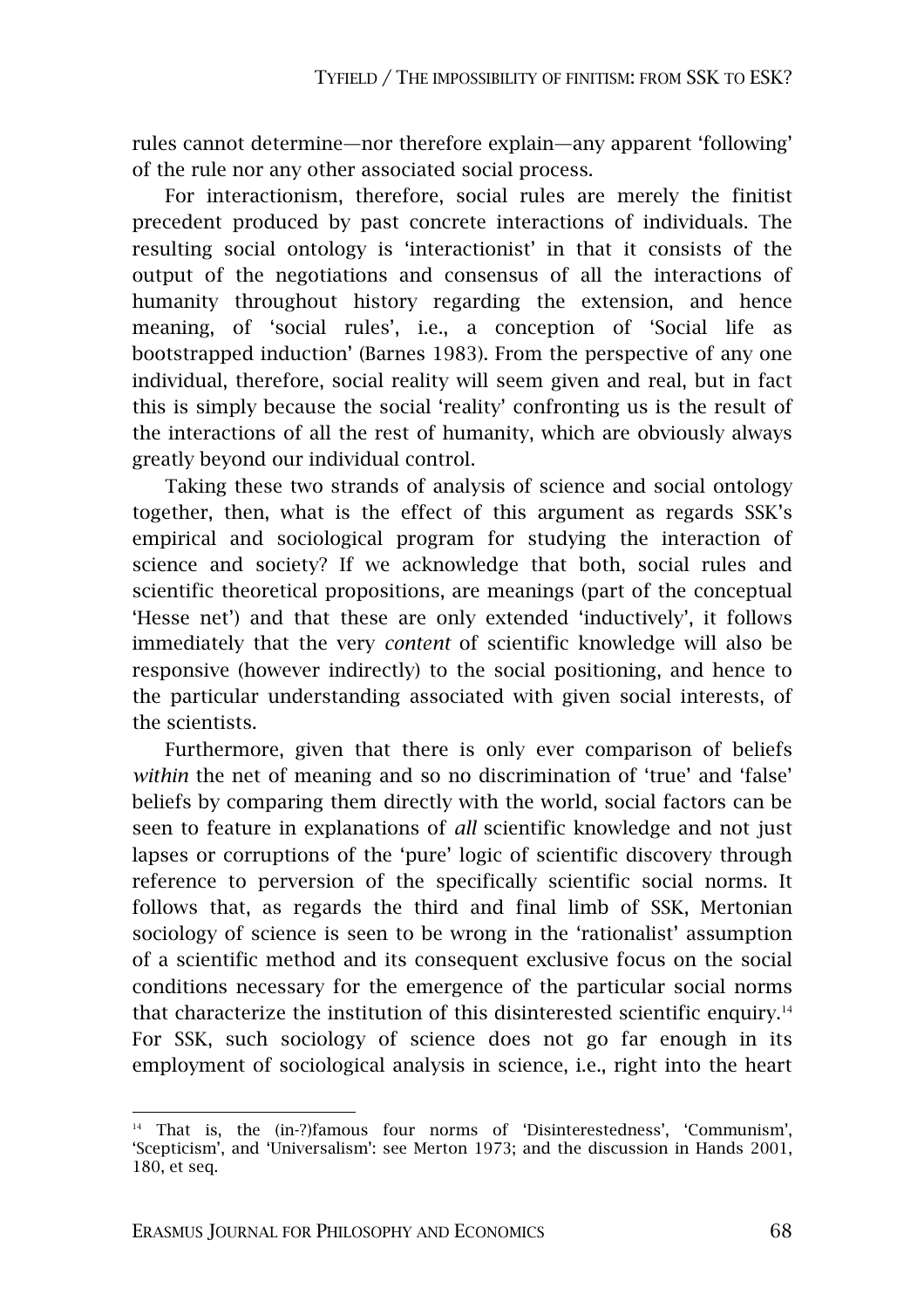rules cannot determine—nor therefore explain—any apparent 'following' of the rule nor any other associated social process.

For interactionism, therefore, social rules are merely the finitist precedent produced by past concrete interactions of individuals. The resulting social ontology is 'interactionist' in that it consists of the output of the negotiations and consensus of all the interactions of humanity throughout history regarding the extension, and hence meaning, of 'social rules', i.e., a conception of 'Social life as bootstrapped induction' (Barnes 1983). From the perspective of any one individual, therefore, social reality will seem given and real, but in fact this is simply because the social 'reality' confronting us is the result of the interactions of all the rest of humanity, which are obviously always greatly beyond our individual control.

Taking these two strands of analysis of science and social ontology together, then, what is the effect of this argument as regards SSK's empirical and sociological program for studying the interaction of science and society? If we acknowledge that both, social rules and scientific theoretical propositions, are meanings (part of the conceptual 'Hesse net') and that these are only extended 'inductively', it follows immediately that the very *content* of scientific knowledge will also be responsive (however indirectly) to the social positioning, and hence to the particular understanding associated with given social interests, of the scientists.

Furthermore, given that there is only ever comparison of beliefs *within* the net of meaning and so no discrimination of 'true' and 'false' beliefs by comparing them directly with the world, social factors can be seen to feature in explanations of *all* scientific knowledge and not just lapses or corruptions of the 'pure' logic of scientific discovery through reference to perversion of the specifically scientific social norms. It follows that, as regards the third and final limb of SSK, Mertonian sociology of science is seen to be wrong in the 'rationalist' assumption of a scientific method and its consequent exclusive focus on the social conditions necessary for the emergence of the particular social norms that characterize the institution of this disinterested scientific enquiry.[14] For SSK, such sociology of science does not go far enough in its employment of sociological analysis in science, i.e., right into the heart

[14] That is, the (in-?)famous four norms of 'Disinterestedness', 'Communism', 'Scepticism', and 'Universalism': see Merton 1973; and the discussion in Hands 2001, 180, et seq.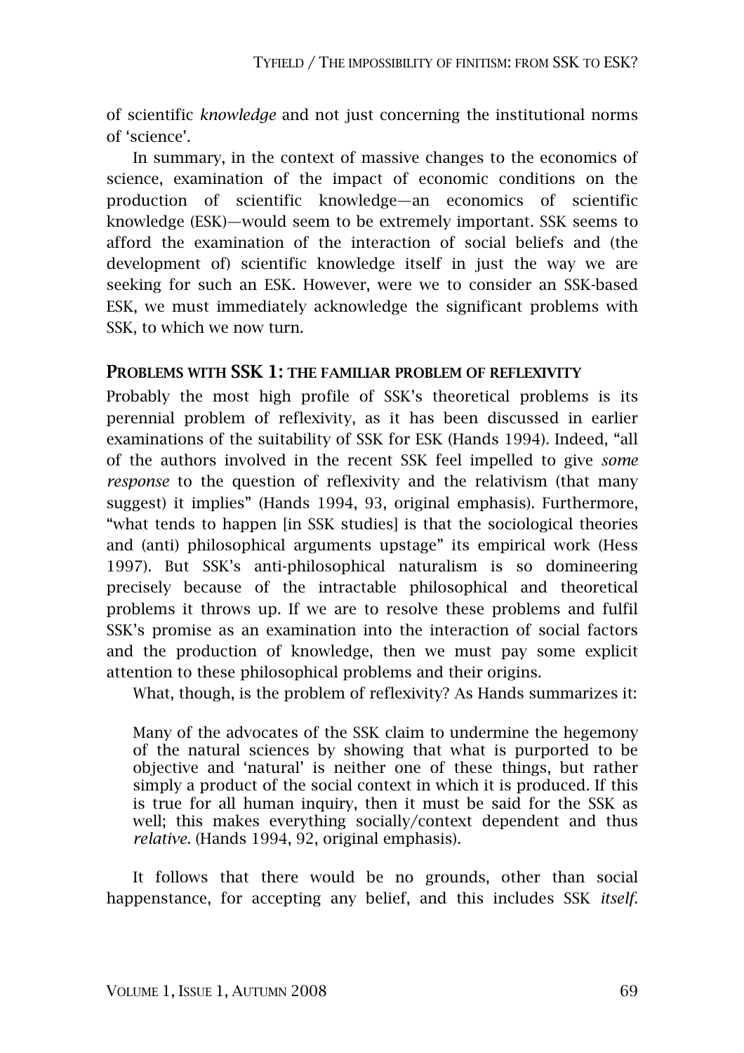of scientific *knowledge* and not just concerning the institutional norms of 'science'.

In summary, in the context of massive changes to the economics of science, examination of the impact of economic conditions on the production of scientific knowledge—an economics of scientific knowledge (ESK)—would seem to be extremely important. SSK seems to afford the examination of the interaction of social beliefs and (the development of) scientific knowledge itself in just the way we are seeking for such an ESK. However, were we to consider an SSK-based ESK, we must immediately acknowledge the significant problems with SSK, to which we now turn.

## PROBLEMS WITH SSK 1: THE FAMILIAR PROBLEM OF REFLEXIVITY

Probably the most high profile of SSK's theoretical problems is its perennial problem of reflexivity, as it has been discussed in earlier examinations of the suitability of SSK for ESK (Hands 1994). Indeed, "all of the authors involved in the recent SSK feel impelled to give *some response* to the question of reflexivity and the relativism (that many suggest) it implies" (Hands 1994, 93, original emphasis). Furthermore, "what tends to happen [in SSK studies] is that the sociological theories and (anti) philosophical arguments upstage" its empirical work (Hess 1997). But SSK's anti-philosophical naturalism is so domineering precisely because of the intractable philosophical and theoretical problems it throws up. If we are to resolve these problems and fulfil SSK's promise as an examination into the interaction of social factors and the production of knowledge, then we must pay some explicit attention to these philosophical problems and their origins.

What, though, is the problem of reflexivity? As Hands summarizes it:

> Many of the advocates of the SSK claim to undermine the hegemony of the natural sciences by showing that what is purported to be objective and 'natural' is neither one of these things, but rather simply a product of the social context in which it is produced. If this is true for all human inquiry, then it must be said for the SSK as well; this makes everything socially/context dependent and thus *relative*. (Hands 1994, 92, original emphasis).

It follows that there would be no grounds, other than social happenstance, for accepting any belief, and this includes SSK *itself*.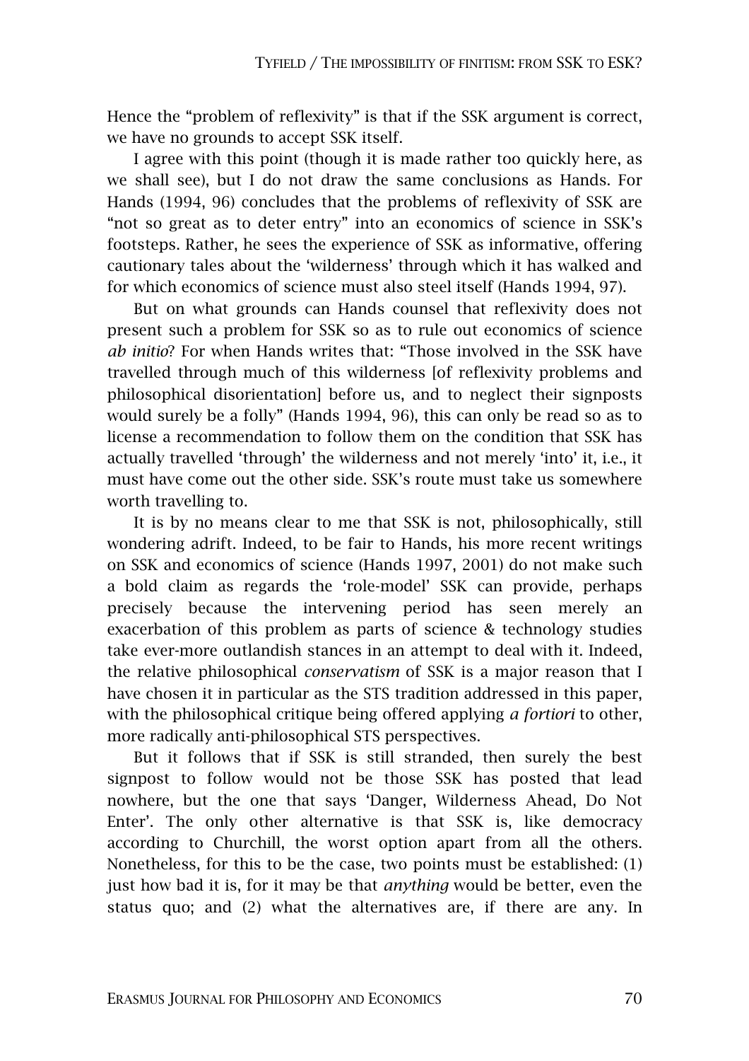Hence the "problem of reflexivity" is that if the SSK argument is correct, we have no grounds to accept SSK itself.

I agree with this point (though it is made rather too quickly here, as we shall see), but I do not draw the same conclusions as Hands. For Hands (1994, 96) concludes that the problems of reflexivity of SSK are "not so great as to deter entry" into an economics of science in SSK's footsteps. Rather, he sees the experience of SSK as informative, offering cautionary tales about the 'wilderness' through which it has walked and for which economics of science must also steel itself (Hands 1994, 97).

But on what grounds can Hands counsel that reflexivity does not present such a problem for SSK so as to rule out economics of science *ab initio*? For when Hands writes that: "Those involved in the SSK have travelled through much of this wilderness [of reflexivity problems and philosophical disorientation] before us, and to neglect their signposts would surely be a folly" (Hands 1994, 96), this can only be read so as to license a recommendation to follow them on the condition that SSK has actually travelled 'through' the wilderness and not merely 'into' it, i.e., it must have come out the other side. SSK's route must take us somewhere worth travelling to.

It is by no means clear to me that SSK is not, philosophically, still wondering adrift. Indeed, to be fair to Hands, his more recent writings on SSK and economics of science (Hands 1997, 2001) do not make such a bold claim as regards the 'role-model' SSK can provide, perhaps precisely because the intervening period has seen merely an exacerbation of this problem as parts of science & technology studies take ever-more outlandish stances in an attempt to deal with it. Indeed, the relative philosophical *conservatism* of SSK is a major reason that I have chosen it in particular as the STS tradition addressed in this paper, with the philosophical critique being offered applying *a fortiori* to other, more radically anti-philosophical STS perspectives.

But it follows that if SSK is still stranded, then surely the best signpost to follow would not be those SSK has posted that lead nowhere, but the one that says 'Danger, Wilderness Ahead, Do Not Enter'. The only other alternative is that SSK is, like democracy according to Churchill, the worst option apart from all the others. Nonetheless, for this to be the case, two points must be established: (1) just how bad it is, for it may be that *anything* would be better, even the status quo; and (2) what the alternatives are, if there are any. In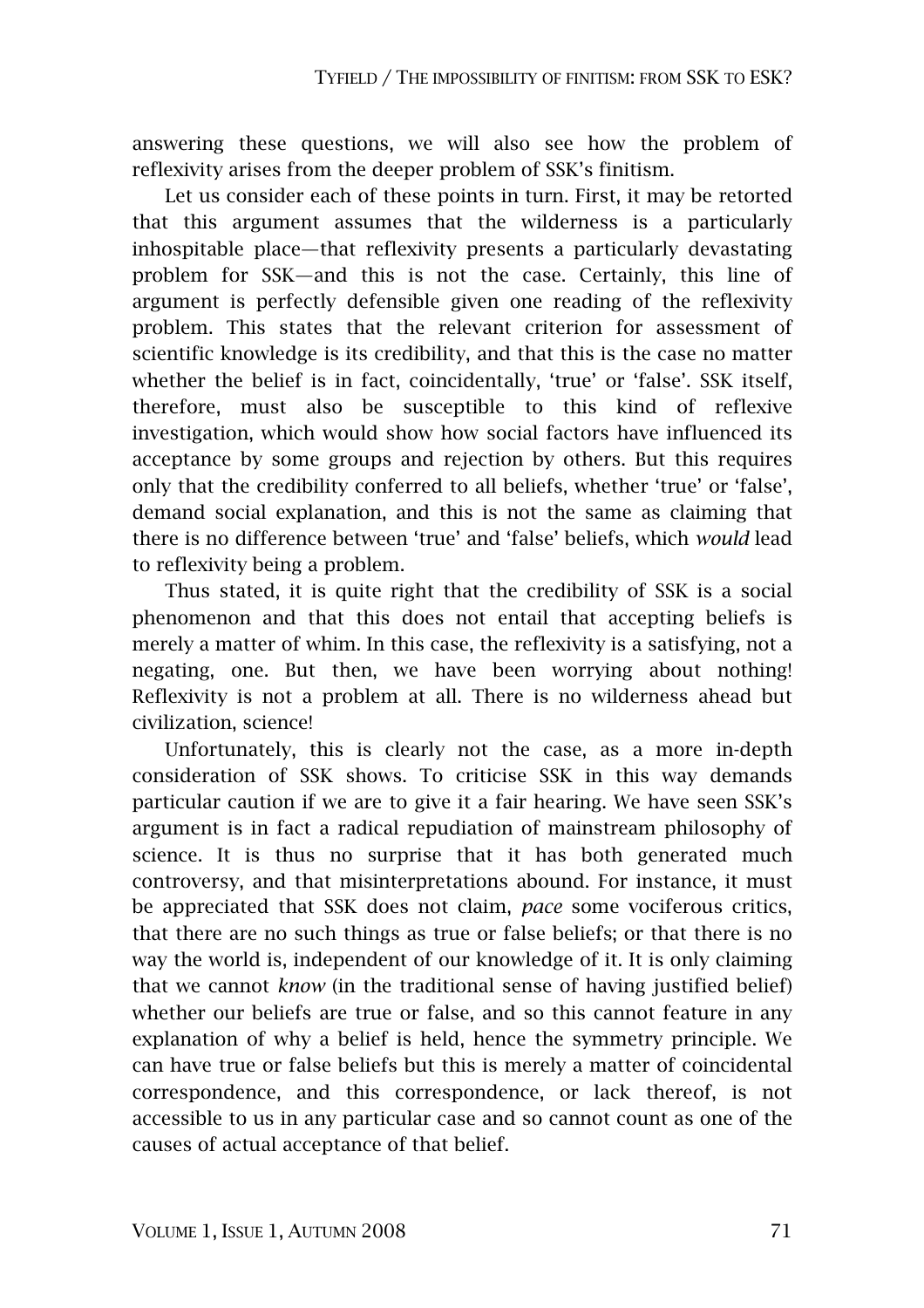answering these questions, we will also see how the problem of reflexivity arises from the deeper problem of SSK's finitism.

Let us consider each of these points in turn. First, it may be retorted that this argument assumes that the wilderness is a particularly inhospitable place—that reflexivity presents a particularly devastating problem for SSK—and this is not the case. Certainly, this line of argument is perfectly defensible given one reading of the reflexivity problem. This states that the relevant criterion for assessment of scientific knowledge is its credibility, and that this is the case no matter whether the belief is in fact, coincidentally, 'true' or 'false'. SSK itself, therefore, must also be susceptible to this kind of reflexive investigation, which would show how social factors have influenced its acceptance by some groups and rejection by others. But this requires only that the credibility conferred to all beliefs, whether 'true' or 'false', demand social explanation, and this is not the same as claiming that there is no difference between 'true' and 'false' beliefs, which *would* lead to reflexivity being a problem.

Thus stated, it is quite right that the credibility of SSK is a social phenomenon and that this does not entail that accepting beliefs is merely a matter of whim. In this case, the reflexivity is a satisfying, not a negating, one. But then, we have been worrying about nothing! Reflexivity is not a problem at all. There is no wilderness ahead but civilization, science!

Unfortunately, this is clearly not the case, as a more in-depth consideration of SSK shows. To criticise SSK in this way demands particular caution if we are to give it a fair hearing. We have seen SSK's argument is in fact a radical repudiation of mainstream philosophy of science. It is thus no surprise that it has both generated much controversy, and that misinterpretations abound. For instance, it must be appreciated that SSK does not claim, *pace* some vociferous critics, that there are no such things as true or false beliefs; or that there is no way the world is, independent of our knowledge of it. It is only claiming that we cannot *know* (in the traditional sense of having justified belief) whether our beliefs are true or false, and so this cannot feature in any explanation of why a belief is held, hence the symmetry principle. We can have true or false beliefs but this is merely a matter of coincidental correspondence, and this correspondence, or lack thereof, is not accessible to us in any particular case and so cannot count as one of the causes of actual acceptance of that belief.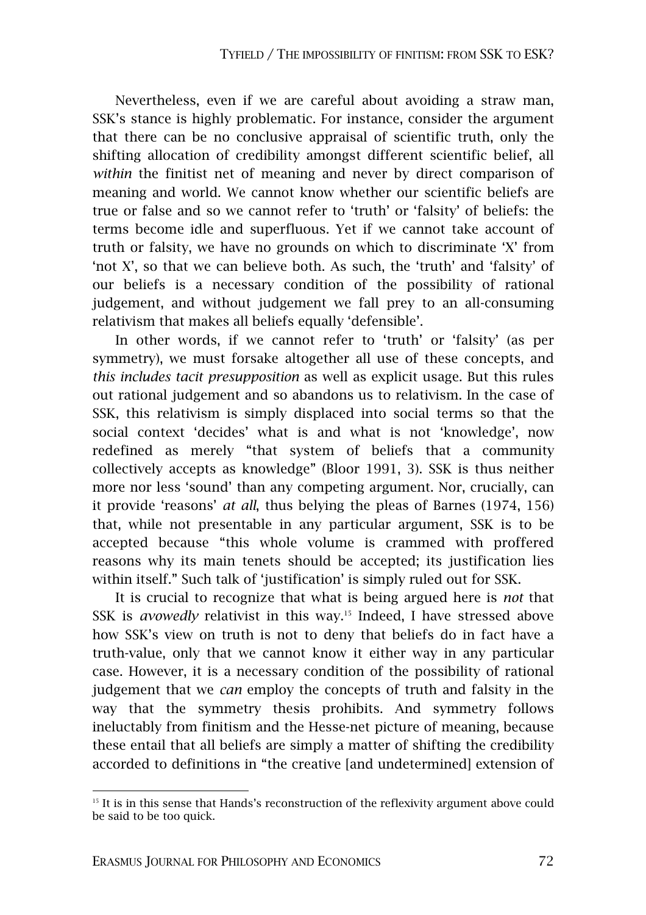Nevertheless, even if we are careful about avoiding a straw man, SSK's stance is highly problematic. For instance, consider the argument that there can be no conclusive appraisal of scientific truth, only the shifting allocation of credibility amongst different scientific belief, all *within* the finitist net of meaning and never by direct comparison of meaning and world. We cannot know whether our scientific beliefs are true or false and so we cannot refer to 'truth' or 'falsity' of beliefs: the terms become idle and superfluous. Yet if we cannot take account of truth or falsity, we have no grounds on which to discriminate 'X' from 'not X', so that we can believe both. As such, the 'truth' and 'falsity' of our beliefs is a necessary condition of the possibility of rational judgement, and without judgement we fall prey to an all-consuming relativism that makes all beliefs equally 'defensible'.

In other words, if we cannot refer to 'truth' or 'falsity' (as per symmetry), we must forsake altogether all use of these concepts, and *this includes tacit presupposition* as well as explicit usage. But this rules out rational judgement and so abandons us to relativism. In the case of SSK, this relativism is simply displaced into social terms so that the social context 'decides' what is and what is not 'knowledge', now redefined as merely "that system of beliefs that a community collectively accepts as knowledge" (Bloor 1991, 3). SSK is thus neither more nor less 'sound' than any competing argument. Nor, crucially, can it provide 'reasons' *at all*, thus belying the pleas of Barnes (1974, 156) that, while not presentable in any particular argument, SSK is to be accepted because "this whole volume is crammed with proffered reasons why its main tenets should be accepted; its justification lies within itself." Such talk of 'justification' is simply ruled out for SSK.

It is crucial to recognize that what is being argued here is *not* that SSK is *avowedly* relativist in this way.[15] Indeed, I have stressed above how SSK's view on truth is not to deny that beliefs do in fact have a truth-value, only that we cannot know it either way in any particular case. However, it is a necessary condition of the possibility of rational judgement that we *can* employ the concepts of truth and falsity in the way that the symmetry thesis prohibits. And symmetry follows ineluctably from finitism and the Hesse-net picture of meaning, because these entail that all beliefs are simply a matter of shifting the credibility accorded to definitions in "the creative [and undetermined] extension of

[15] It is in this sense that Hands's reconstruction of the reflexivity argument above could be said to be too quick.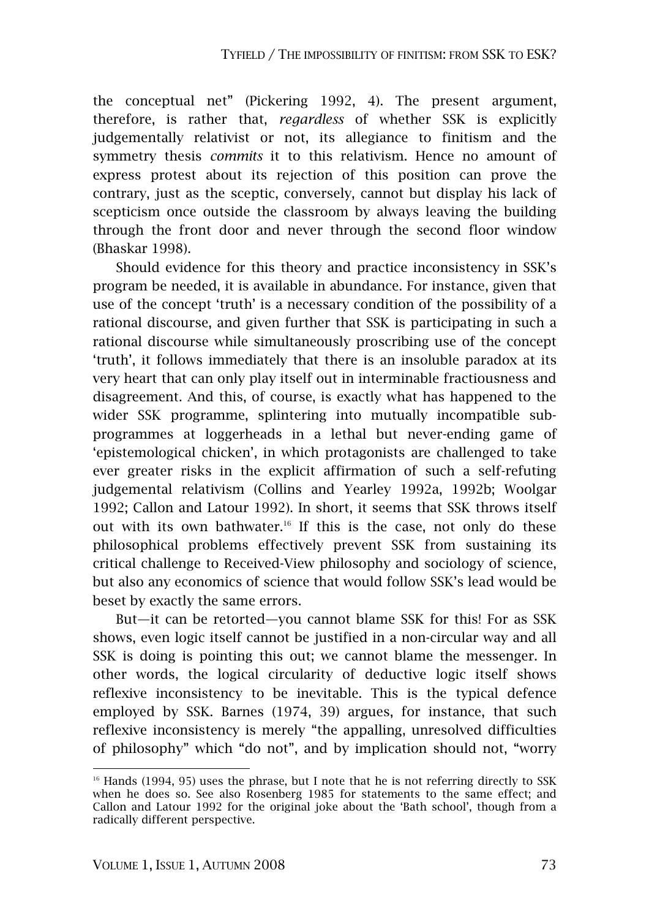the conceptual net" (Pickering 1992, 4). The present argument, therefore, is rather that, *regardless* of whether SSK is explicitly judgementally relativist or not, its allegiance to finitism and the symmetry thesis *commits* it to this relativism. Hence no amount of express protest about its rejection of this position can prove the contrary, just as the sceptic, conversely, cannot but display his lack of scepticism once outside the classroom by always leaving the building through the front door and never through the second floor window (Bhaskar 1998).

Should evidence for this theory and practice inconsistency in SSK's program be needed, it is available in abundance. For instance, given that use of the concept 'truth' is a necessary condition of the possibility of a rational discourse, and given further that SSK is participating in such a rational discourse while simultaneously proscribing use of the concept 'truth', it follows immediately that there is an insoluble paradox at its very heart that can only play itself out in interminable fractiousness and disagreement. And this, of course, is exactly what has happened to the wider SSK programme, splintering into mutually incompatible sub-programmes at loggerheads in a lethal but never-ending game of 'epistemological chicken', in which protagonists are challenged to take ever greater risks in the explicit affirmation of such a self-refuting judgemental relativism (Collins and Yearley 1992a, 1992b; Woolgar 1992; Callon and Latour 1992). In short, it seems that SSK throws itself out with its own bathwater.[16] If this is the case, not only do these philosophical problems effectively prevent SSK from sustaining its critical challenge to Received-View philosophy and sociology of science, but also any economics of science that would follow SSK's lead would be beset by exactly the same errors.

But—it can be retorted—you cannot blame SSK for this! For as SSK shows, even logic itself cannot be justified in a non-circular way and all SSK is doing is pointing this out; we cannot blame the messenger. In other words, the logical circularity of deductive logic itself shows reflexive inconsistency to be inevitable. This is the typical defence employed by SSK. Barnes (1974, 39) argues, for instance, that such reflexive inconsistency is merely "the appalling, unresolved difficulties of philosophy" which "do not", and by implication should not, "worry

[16] Hands (1994, 95) uses the phrase, but I note that he is not referring directly to SSK when he does so. See also Rosenberg 1985 for statements to the same effect; and Callon and Latour 1992 for the original joke about the 'Bath school', though from a radically different perspective.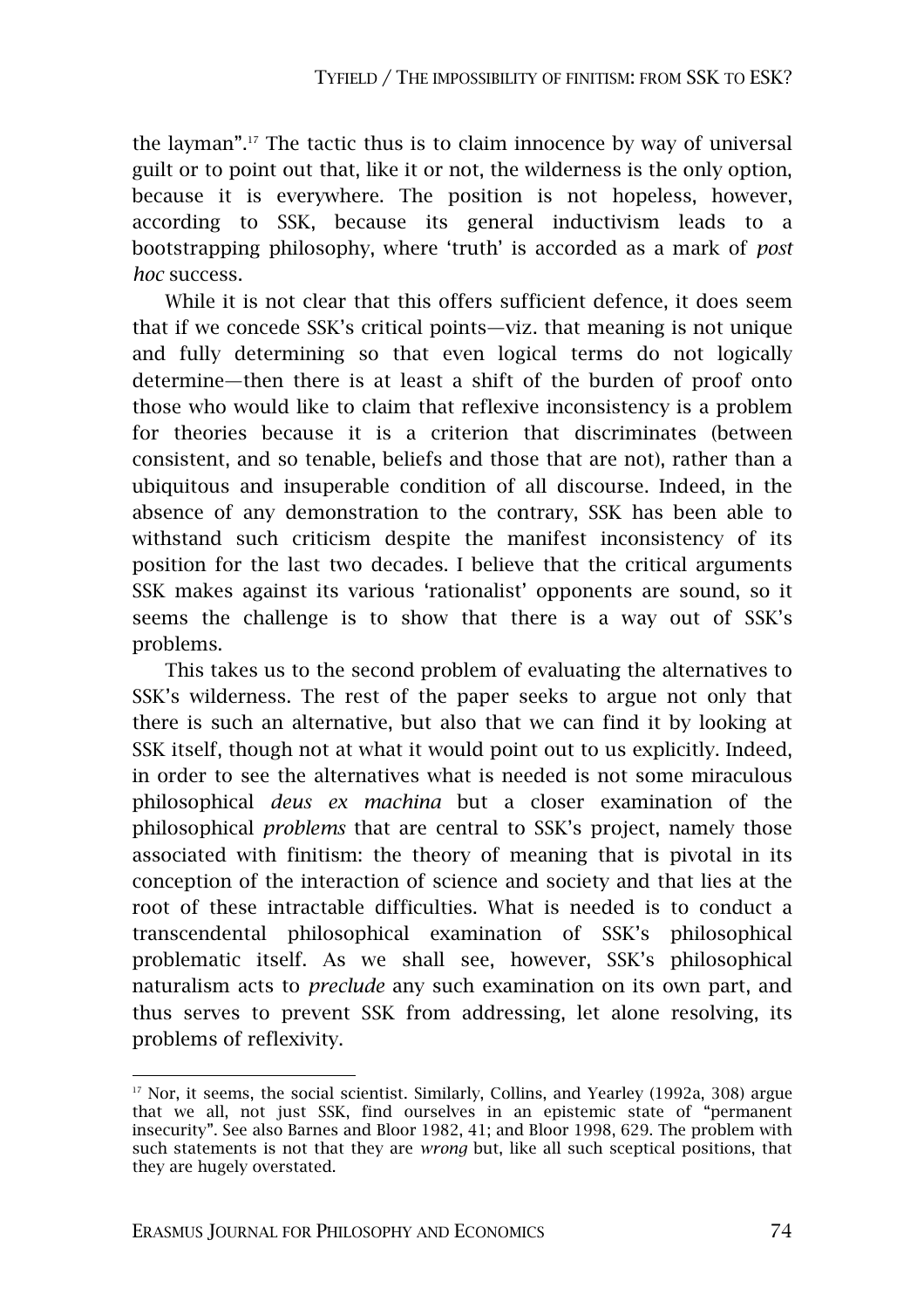the layman".[17] The tactic thus is to claim innocence by way of universal guilt or to point out that, like it or not, the wilderness is the only option, because it is everywhere. The position is not hopeless, however, according to SSK, because its general inductivism leads to a bootstrapping philosophy, where 'truth' is accorded as a mark of *post hoc* success.

While it is not clear that this offers sufficient defence, it does seem that if we concede SSK's critical points—viz. that meaning is not unique and fully determining so that even logical terms do not logically determine—then there is at least a shift of the burden of proof onto those who would like to claim that reflexive inconsistency is a problem for theories because it is a criterion that discriminates (between consistent, and so tenable, beliefs and those that are not), rather than a ubiquitous and insuperable condition of all discourse. Indeed, in the absence of any demonstration to the contrary, SSK has been able to withstand such criticism despite the manifest inconsistency of its position for the last two decades. I believe that the critical arguments SSK makes against its various 'rationalist' opponents are sound, so it seems the challenge is to show that there is a way out of SSK's problems.

This takes us to the second problem of evaluating the alternatives to SSK's wilderness. The rest of the paper seeks to argue not only that there is such an alternative, but also that we can find it by looking at SSK itself, though not at what it would point out to us explicitly. Indeed, in order to see the alternatives what is needed is not some miraculous philosophical *deus ex machina* but a closer examination of the philosophical *problems* that are central to SSK's project, namely those associated with finitism: the theory of meaning that is pivotal in its conception of the interaction of science and society and that lies at the root of these intractable difficulties. What is needed is to conduct a transcendental philosophical examination of SSK's philosophical problematic itself. As we shall see, however, SSK's philosophical naturalism acts to *preclude* any such examination on its own part, and thus serves to prevent SSK from addressing, let alone resolving, its problems of reflexivity.

---

[17] Nor, it seems, the social scientist. Similarly, Collins, and Yearley (1992a, 308) argue that we all, not just SSK, find ourselves in an epistemic state of "permanent insecurity". See also Barnes and Bloor 1982, 41; and Bloor 1998, 629. The problem with such statements is not that they are *wrong* but, like all such sceptical positions, that they are hugely overstated.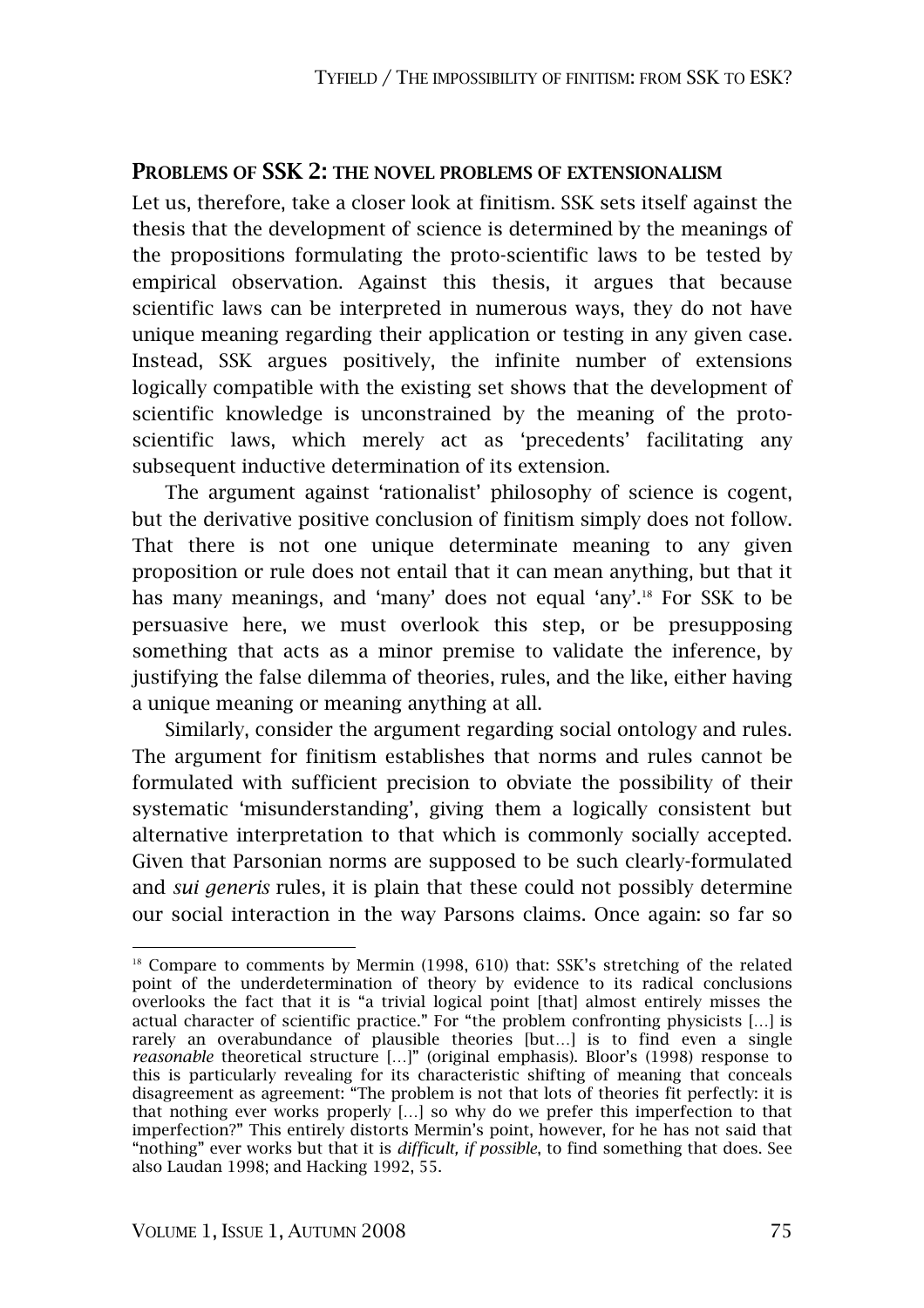## PROBLEMS OF SSK 2: THE NOVEL PROBLEMS OF EXTENSIONALISM

Let us, therefore, take a closer look at finitism. SSK sets itself against the thesis that the development of science is determined by the meanings of the propositions formulating the proto-scientific laws to be tested by empirical observation. Against this thesis, it argues that because scientific laws can be interpreted in numerous ways, they do not have unique meaning regarding their application or testing in any given case. Instead, SSK argues positively, the infinite number of extensions logically compatible with the existing set shows that the development of scientific knowledge is unconstrained by the meaning of the proto-scientific laws, which merely act as 'precedents' facilitating any subsequent inductive determination of its extension.

The argument against 'rationalist' philosophy of science is cogent, but the derivative positive conclusion of finitism simply does not follow. That there is not one unique determinate meaning to any given proposition or rule does not entail that it can mean anything, but that it has many meanings, and 'many' does not equal 'any'.[18] For SSK to be persuasive here, we must overlook this step, or be presupposing something that acts as a minor premise to validate the inference, by justifying the false dilemma of theories, rules, and the like, either having a unique meaning or meaning anything at all.

Similarly, consider the argument regarding social ontology and rules. The argument for finitism establishes that norms and rules cannot be formulated with sufficient precision to obviate the possibility of their systematic 'misunderstanding', giving them a logically consistent but alternative interpretation to that which is commonly socially accepted. Given that Parsonian norms are supposed to be such clearly-formulated and *sui generis* rules, it is plain that these could not possibly determine our social interaction in the way Parsons claims. Once again: so far so

---

[18] Compare to comments by Mermin (1998, 610) that: SSK's stretching of the related point of the underdetermination of theory by evidence to its radical conclusions overlooks the fact that it is "a trivial logical point [that] almost entirely misses the actual character of scientific practice." For "the problem confronting physicists [...] is rarely an overabundance of plausible theories [but...] is to find even a single *reasonable* theoretical structure [...]" (original emphasis). Bloor's (1998) response to this is particularly revealing for its characteristic shifting of meaning that conceals disagreement as agreement: "The problem is not that lots of theories fit perfectly: it is that nothing ever works properly [...] so why do we prefer this imperfection to that imperfection?" This entirely distorts Mermin's point, however, for he has not said that "nothing" ever works but that it is *difficult, if possible*, to find something that does. See also Laudan 1998; and Hacking 1992, 55.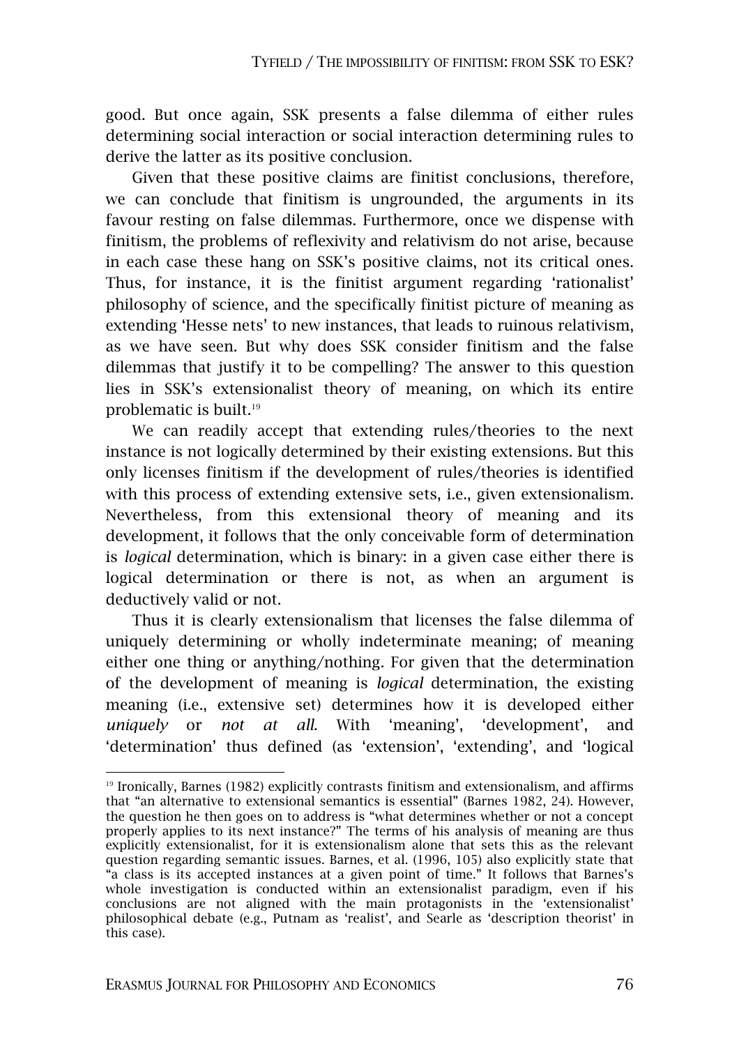good. But once again, SSK presents a false dilemma of either rules determining social interaction or social interaction determining rules to derive the latter as its positive conclusion.

Given that these positive claims are finitist conclusions, therefore, we can conclude that finitism is ungrounded, the arguments in its favour resting on false dilemmas. Furthermore, once we dispense with finitism, the problems of reflexivity and relativism do not arise, because in each case these hang on SSK's positive claims, not its critical ones. Thus, for instance, it is the finitist argument regarding 'rationalist' philosophy of science, and the specifically finitist picture of meaning as extending 'Hesse nets' to new instances, that leads to ruinous relativism, as we have seen. But why does SSK consider finitism and the false dilemmas that justify it to be compelling? The answer to this question lies in SSK's extensionalist theory of meaning, on which its entire problematic is built.[19]

We can readily accept that extending rules/theories to the next instance is not logically determined by their existing extensions. But this only licenses finitism if the development of rules/theories is identified with this process of extending extensive sets, i.e., given extensionalism. Nevertheless, from this extensional theory of meaning and its development, it follows that the only conceivable form of determination is *logical* determination, which is binary: in a given case either there is logical determination or there is not, as when an argument is deductively valid or not.

Thus it is clearly extensionalism that licenses the false dilemma of uniquely determining or wholly indeterminate meaning; of meaning either one thing or anything/nothing. For given that the determination of the development of meaning is *logical* determination, the existing meaning (i.e., extensive set) determines how it is developed either *uniquely* or *not at all*. With 'meaning', 'development', and 'determination' thus defined (as 'extension', 'extending', and 'logical

[19] Ironically, Barnes (1982) explicitly contrasts finitism and extensionalism, and affirms that "an alternative to extensional semantics is essential" (Barnes 1982, 24). However, the question he then goes on to address is "what determines whether or not a concept properly applies to its next instance?" The terms of his analysis of meaning are thus explicitly extensionalist, for it is extensionalism alone that sets this as the relevant question regarding semantic issues. Barnes, et al. (1996, 105) also explicitly state that "a class is its accepted instances at a given point of time." It follows that Barnes's whole investigation is conducted within an extensionalist paradigm, even if his conclusions are not aligned with the main protagonists in the 'extensionalist' philosophical debate (e.g., Putnam as 'realist', and Searle as 'description theorist' in this case).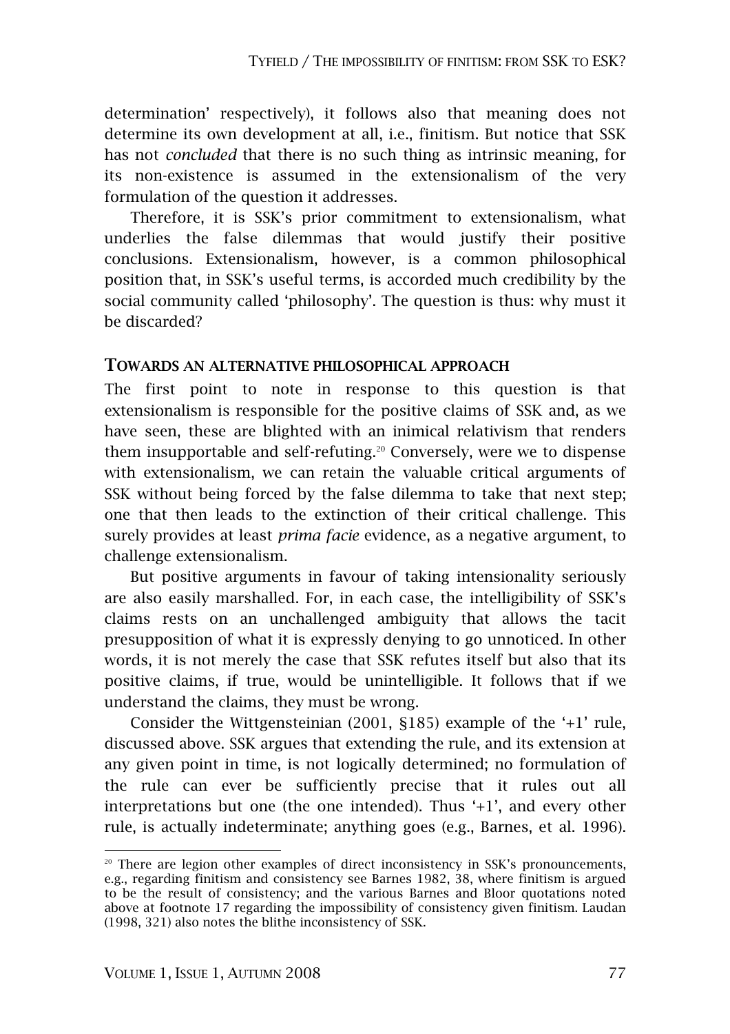determination' respectively), it follows also that meaning does not determine its own development at all, i.e., finitism. But notice that SSK has not *concluded* that there is no such thing as intrinsic meaning, for its non-existence is assumed in the extensionalism of the very formulation of the question it addresses.

Therefore, it is SSK's prior commitment to extensionalism, what underlies the false dilemmas that would justify their positive conclusions. Extensionalism, however, is a common philosophical position that, in SSK's useful terms, is accorded much credibility by the social community called 'philosophy'. The question is thus: why must it be discarded?

## TOWARDS AN ALTERNATIVE PHILOSOPHICAL APPROACH

The first point to note in response to this question is that extensionalism is responsible for the positive claims of SSK and, as we have seen, these are blighted with an inimical relativism that renders them insupportable and self-refuting.[20] Conversely, were we to dispense with extensionalism, we can retain the valuable critical arguments of SSK without being forced by the false dilemma to take that next step; one that then leads to the extinction of their critical challenge. This surely provides at least *prima facie* evidence, as a negative argument, to challenge extensionalism.

But positive arguments in favour of taking intensionality seriously are also easily marshalled. For, in each case, the intelligibility of SSK's claims rests on an unchallenged ambiguity that allows the tacit presupposition of what it is expressly denying to go unnoticed. In other words, it is not merely the case that SSK refutes itself but also that its positive claims, if true, would be unintelligible. It follows that if we understand the claims, they must be wrong.

Consider the Wittgensteinian (2001, §185) example of the '+1' rule, discussed above. SSK argues that extending the rule, and its extension at any given point in time, is not logically determined; no formulation of the rule can ever be sufficiently precise that it rules out all interpretations but one (the one intended). Thus '+1', and every other rule, is actually indeterminate; anything goes (e.g., Barnes, et al. 1996).

[20] There are legion other examples of direct inconsistency in SSK's pronouncements, e.g., regarding finitism and consistency see Barnes 1982, 38, where finitism is argued to be the result of consistency; and the various Barnes and Bloor quotations noted above at footnote 17 regarding the impossibility of consistency given finitism. Laudan (1998, 321) also notes the blithe inconsistency of SSK.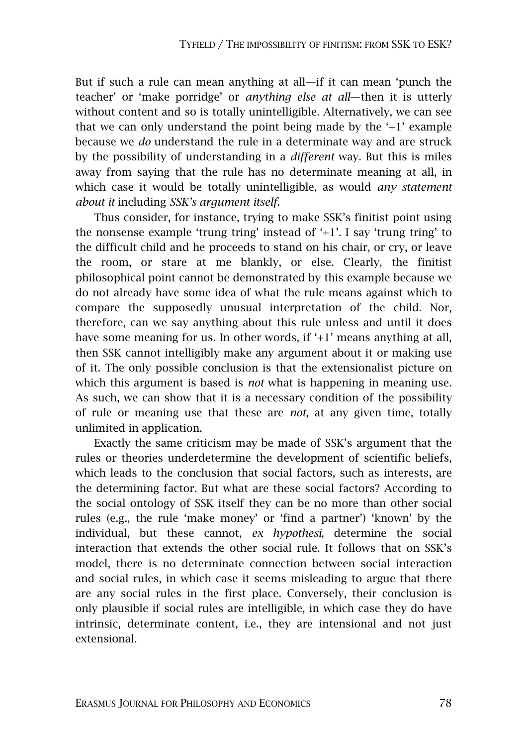But if such a rule can mean anything at all—if it can mean 'punch the teacher' or 'make porridge' or *anything else at all*—then it is utterly without content and so is totally unintelligible. Alternatively, we can see that we can only understand the point being made by the '+1' example because we *do* understand the rule in a determinate way and are struck by the possibility of understanding in a *different* way. But this is miles away from saying that the rule has no determinate meaning at all, in which case it would be totally unintelligible, as would *any statement about it* including *SSK's argument itself*.

Thus consider, for instance, trying to make SSK's finitist point using the nonsense example 'trung tring' instead of '+1'. I say 'trung tring' to the difficult child and he proceeds to stand on his chair, or cry, or leave the room, or stare at me blankly, or else. Clearly, the finitist philosophical point cannot be demonstrated by this example because we do not already have some idea of what the rule means against which to compare the supposedly unusual interpretation of the child. Nor, therefore, can we say anything about this rule unless and until it does have some meaning for us. In other words, if '+1' means anything at all, then SSK cannot intelligibly make any argument about it or making use of it. The only possible conclusion is that the extensionalist picture on which this argument is based is *not* what is happening in meaning use. As such, we can show that it is a necessary condition of the possibility of rule or meaning use that these are *not*, at any given time, totally unlimited in application.

Exactly the same criticism may be made of SSK's argument that the rules or theories underdetermine the development of scientific beliefs, which leads to the conclusion that social factors, such as interests, are the determining factor. But what are these social factors? According to the social ontology of SSK itself they can be no more than other social rules (e.g., the rule 'make money' or 'find a partner') 'known' by the individual, but these cannot, *ex hypothesi*, determine the social interaction that extends the other social rule. It follows that on SSK's model, there is no determinate connection between social interaction and social rules, in which case it seems misleading to argue that there are any social rules in the first place. Conversely, their conclusion is only plausible if social rules are intelligible, in which case they do have intrinsic, determinate content, i.e., they are intensional and not just extensional.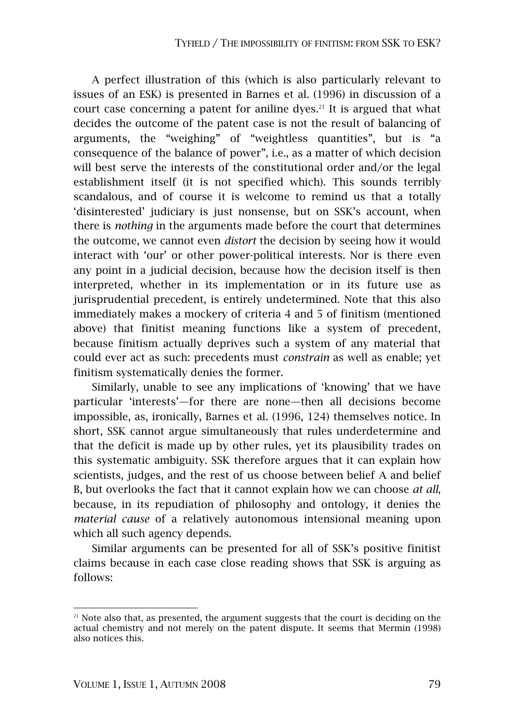A perfect illustration of this (which is also particularly relevant to issues of an ESK) is presented in Barnes et al. (1996) in discussion of a court case concerning a patent for aniline dyes.[21] It is argued that what decides the outcome of the patent case is not the result of balancing of arguments, the "weighing" of "weightless quantities", but is "a consequence of the balance of power", i.e., as a matter of which decision will best serve the interests of the constitutional order and/or the legal establishment itself (it is not specified which). This sounds terribly scandalous, and of course it is welcome to remind us that a totally 'disinterested' judiciary is just nonsense, but on SSK's account, when there is *nothing* in the arguments made before the court that determines the outcome, we cannot even *distort* the decision by seeing how it would interact with 'our' or other power-political interests. Nor is there even any point in a judicial decision, because how the decision itself is then interpreted, whether in its implementation or in its future use as jurisprudential precedent, is entirely undetermined. Note that this also immediately makes a mockery of criteria 4 and 5 of finitism (mentioned above) that finitist meaning functions like a system of precedent, because finitism actually deprives such a system of any material that could ever act as such: precedents must *constrain* as well as enable; yet finitism systematically denies the former.

Similarly, unable to see any implications of 'knowing' that we have particular 'interests'—for there are none—then all decisions become impossible, as, ironically, Barnes et al. (1996, 124) themselves notice. In short, SSK cannot argue simultaneously that rules underdetermine and that the deficit is made up by other rules, yet its plausibility trades on this systematic ambiguity. SSK therefore argues that it can explain how scientists, judges, and the rest of us choose between belief A and belief B, but overlooks the fact that it cannot explain how we can choose *at all*, because, in its repudiation of philosophy and ontology, it denies the *material cause* of a relatively autonomous intensional meaning upon which all such agency depends.

Similar arguments can be presented for all of SSK's positive finitist claims because in each case close reading shows that SSK is arguing as follows:

[21] Note also that, as presented, the argument suggests that the court is deciding on the actual chemistry and not merely on the patent dispute. It seems that Mermin (1998) also notices this.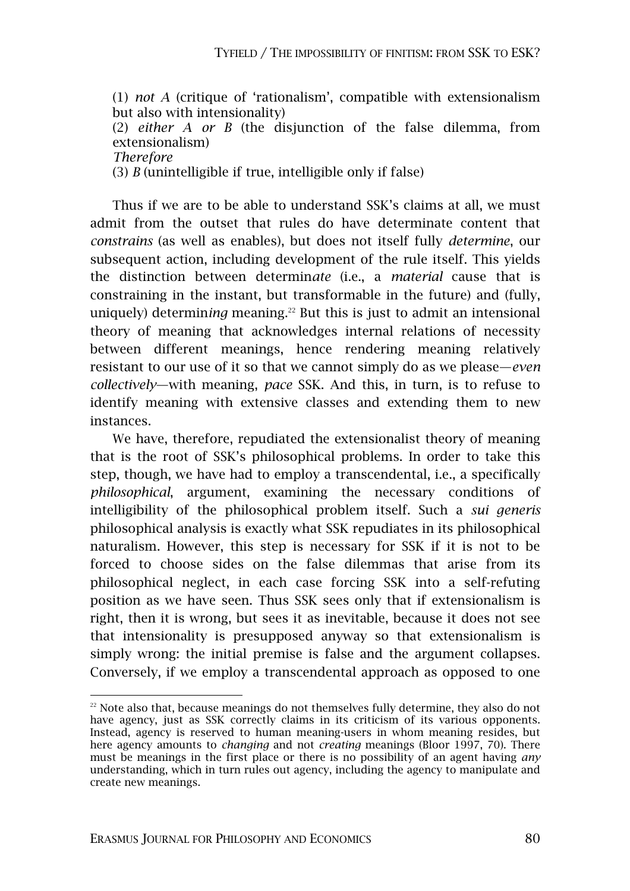(1) *not A* (critique of 'rationalism', compatible with extensionalism but also with intensionality)
(2) *either A or B* (the disjunction of the false dilemma, from extensionalism)
*Therefore*
(3) *B* (unintelligible if true, intelligible only if false)

Thus if we are to be able to understand SSK's claims at all, we must admit from the outset that rules do have determinate content that *constrains* (as well as enables), but does not itself fully *determine*, our subsequent action, including development of the rule itself. This yields the distinction between determin*ate* (i.e., a *material* cause that is constraining in the instant, but transformable in the future) and (fully, uniquely) determin*ing* meaning.[22] But this is just to admit an intensional theory of meaning that acknowledges internal relations of necessity between different meanings, hence rendering meaning relatively resistant to our use of it so that we cannot simply do as we please—*even collectively*—with meaning, *pace* SSK. And this, in turn, is to refuse to identify meaning with extensive classes and extending them to new instances.

We have, therefore, repudiated the extensionalist theory of meaning that is the root of SSK's philosophical problems. In order to take this step, though, we have had to employ a transcendental, i.e., a specifically *philosophical*, argument, examining the necessary conditions of intelligibility of the philosophical problem itself. Such a *sui generis* philosophical analysis is exactly what SSK repudiates in its philosophical naturalism. However, this step is necessary for SSK if it is not to be forced to choose sides on the false dilemmas that arise from its philosophical neglect, in each case forcing SSK into a self-refuting position as we have seen. Thus SSK sees only that if extensionalism is right, then it is wrong, but sees it as inevitable, because it does not see that intensionality is presupposed anyway so that extensionalism is simply wrong: the initial premise is false and the argument collapses. Conversely, if we employ a transcendental approach as opposed to one

[22] Note also that, because meanings do not themselves fully determine, they also do not have agency, just as SSK correctly claims in its criticism of its various opponents. Instead, agency is reserved to human meaning-users in whom meaning resides, but here agency amounts to *changing* and not *creating* meanings (Bloor 1997, 70). There must be meanings in the first place or there is no possibility of an agent having *any* understanding, which in turn rules out agency, including the agency to manipulate and create new meanings.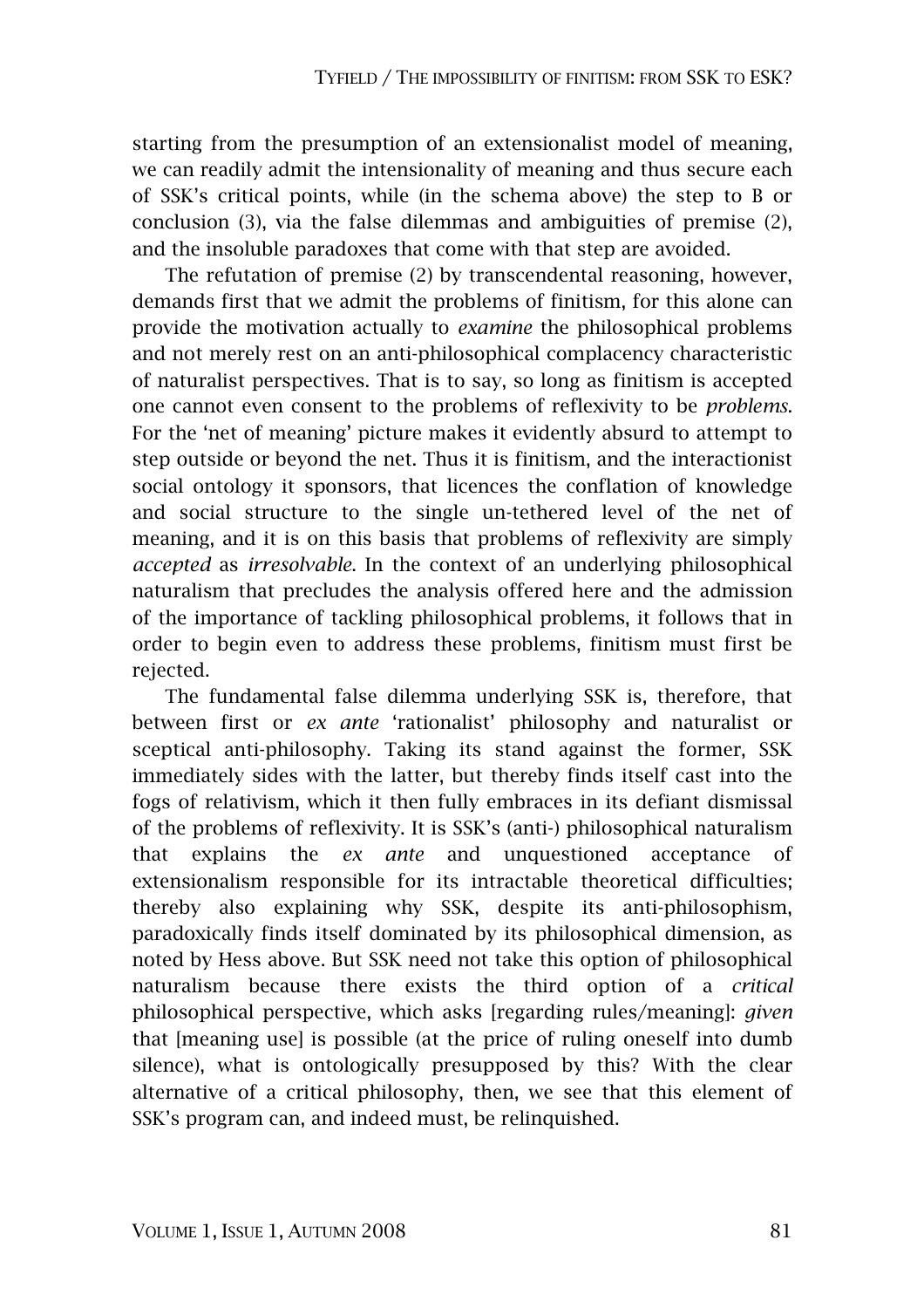starting from the presumption of an extensionalist model of meaning, we can readily admit the intensionality of meaning and thus secure each of SSK's critical points, while (in the schema above) the step to B or conclusion (3), via the false dilemmas and ambiguities of premise (2), and the insoluble paradoxes that come with that step are avoided.

The refutation of premise (2) by transcendental reasoning, however, demands first that we admit the problems of finitism, for this alone can provide the motivation actually to *examine* the philosophical problems and not merely rest on an anti-philosophical complacency characteristic of naturalist perspectives. That is to say, so long as finitism is accepted one cannot even consent to the problems of reflexivity to be *problems*. For the 'net of meaning' picture makes it evidently absurd to attempt to step outside or beyond the net. Thus it is finitism, and the interactionist social ontology it sponsors, that licences the conflation of knowledge and social structure to the single un-tethered level of the net of meaning, and it is on this basis that problems of reflexivity are simply *accepted* as *irresolvable*. In the context of an underlying philosophical naturalism that precludes the analysis offered here and the admission of the importance of tackling philosophical problems, it follows that in order to begin even to address these problems, finitism must first be rejected.

The fundamental false dilemma underlying SSK is, therefore, that between first or *ex ante* 'rationalist' philosophy and naturalist or sceptical anti-philosophy. Taking its stand against the former, SSK immediately sides with the latter, but thereby finds itself cast into the fogs of relativism, which it then fully embraces in its defiant dismissal of the problems of reflexivity. It is SSK's (anti-) philosophical naturalism that explains the *ex ante* and unquestioned acceptance of extensionalism responsible for its intractable theoretical difficulties; thereby also explaining why SSK, despite its anti-philosophism, paradoxically finds itself dominated by its philosophical dimension, as noted by Hess above. But SSK need not take this option of philosophical naturalism because there exists the third option of a *critical* philosophical perspective, which asks [regarding rules/meaning]: *given* that [meaning use] is possible (at the price of ruling oneself into dumb silence), what is ontologically presupposed by this? With the clear alternative of a critical philosophy, then, we see that this element of SSK's program can, and indeed must, be relinquished.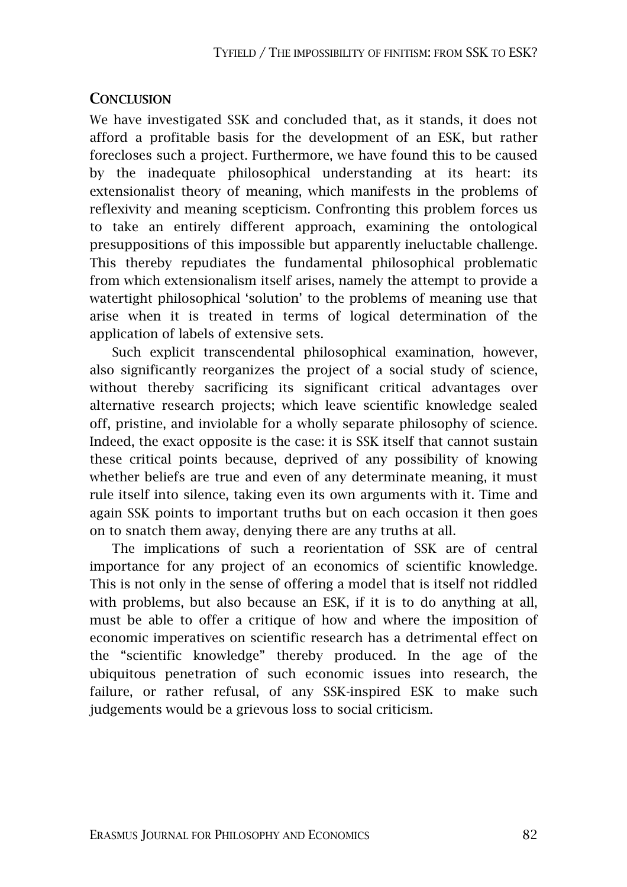## Conclusion

We have investigated SSK and concluded that, as it stands, it does not afford a profitable basis for the development of an ESK, but rather forecloses such a project. Furthermore, we have found this to be caused by the inadequate philosophical understanding at its heart: its extensionalist theory of meaning, which manifests in the problems of reflexivity and meaning scepticism. Confronting this problem forces us to take an entirely different approach, examining the ontological presuppositions of this impossible but apparently ineluctable challenge. This thereby repudiates the fundamental philosophical problematic from which extensionalism itself arises, namely the attempt to provide a watertight philosophical 'solution' to the problems of meaning use that arise when it is treated in terms of logical determination of the application of labels of extensive sets.

Such explicit transcendental philosophical examination, however, also significantly reorganizes the project of a social study of science, without thereby sacrificing its significant critical advantages over alternative research projects; which leave scientific knowledge sealed off, pristine, and inviolable for a wholly separate philosophy of science. Indeed, the exact opposite is the case: it is SSK itself that cannot sustain these critical points because, deprived of any possibility of knowing whether beliefs are true and even of any determinate meaning, it must rule itself into silence, taking even its own arguments with it. Time and again SSK points to important truths but on each occasion it then goes on to snatch them away, denying there are any truths at all.

The implications of such a reorientation of SSK are of central importance for any project of an economics of scientific knowledge. This is not only in the sense of offering a model that is itself not riddled with problems, but also because an ESK, if it is to do anything at all, must be able to offer a critique of how and where the imposition of economic imperatives on scientific research has a detrimental effect on the "scientific knowledge" thereby produced. In the age of the ubiquitous penetration of such economic issues into research, the failure, or rather refusal, of any SSK-inspired ESK to make such judgements would be a grievous loss to social criticism.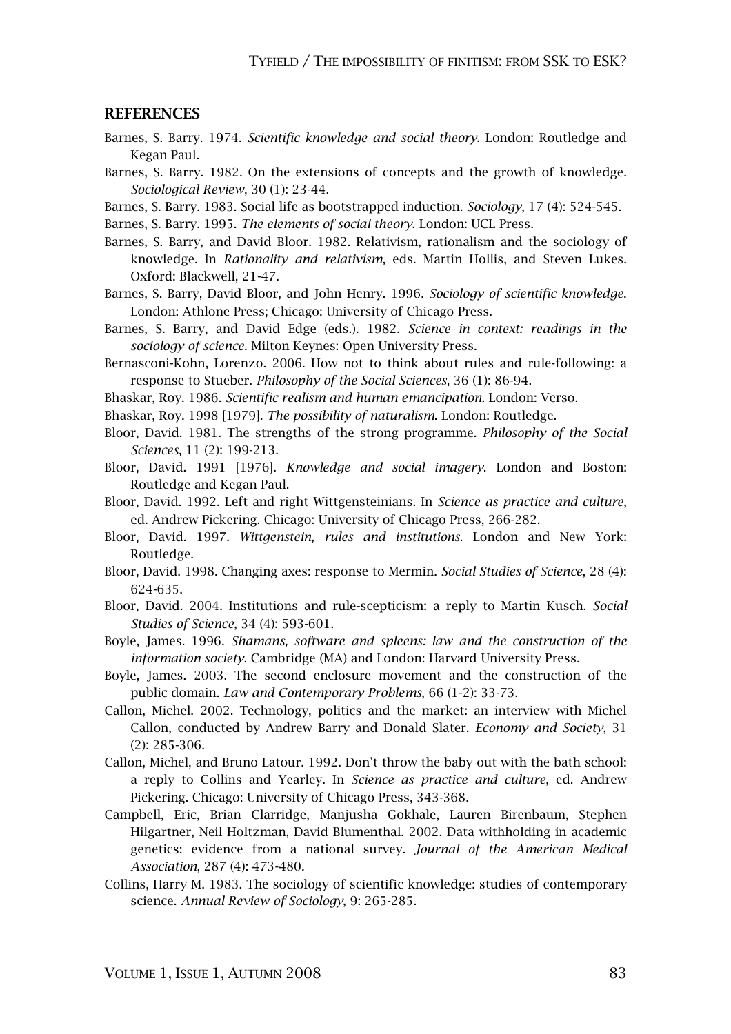## REFERENCES

Barnes, S. Barry. 1974. *Scientific knowledge and social theory*. London: Routledge and Kegan Paul.

Barnes, S. Barry. 1982. On the extensions of concepts and the growth of knowledge. *Sociological Review*, 30 (1): 23-44.

Barnes, S. Barry. 1983. Social life as bootstrapped induction. *Sociology*, 17 (4): 524-545.

Barnes, S. Barry. 1995. *The elements of social theory*. London: UCL Press.

Barnes, S. Barry, and David Bloor. 1982. Relativism, rationalism and the sociology of knowledge. In *Rationality and relativism*, eds. Martin Hollis, and Steven Lukes. Oxford: Blackwell, 21-47.

Barnes, S. Barry, David Bloor, and John Henry. 1996. *Sociology of scientific knowledge*. London: Athlone Press; Chicago: University of Chicago Press.

Barnes, S. Barry, and David Edge (eds.). 1982. *Science in context: readings in the sociology of science*. Milton Keynes: Open University Press.

Bernasconi-Kohn, Lorenzo. 2006. How not to think about rules and rule-following: a response to Stueber. *Philosophy of the Social Sciences*, 36 (1): 86-94.

Bhaskar, Roy. 1986. *Scientific realism and human emancipation*. London: Verso.

Bhaskar, Roy. 1998 [1979]. *The possibility of naturalism*. London: Routledge.

Bloor, David. 1981. The strengths of the strong programme. *Philosophy of the Social Sciences*, 11 (2): 199-213.

Bloor, David. 1991 [1976]. *Knowledge and social imagery*. London and Boston: Routledge and Kegan Paul.

Bloor, David. 1992. Left and right Wittgensteinians. In *Science as practice and culture*, ed. Andrew Pickering. Chicago: University of Chicago Press, 266-282.

Bloor, David. 1997. *Wittgenstein, rules and institutions*. London and New York: Routledge.

Bloor, David. 1998. Changing axes: response to Mermin. *Social Studies of Science*, 28 (4): 624-635.

Bloor, David. 2004. Institutions and rule-scepticism: a reply to Martin Kusch. *Social Studies of Science*, 34 (4): 593-601.

Boyle, James. 1996. *Shamans, software and spleens: law and the construction of the information society*. Cambridge (MA) and London: Harvard University Press.

Boyle, James. 2003. The second enclosure movement and the construction of the public domain. *Law and Contemporary Problems*, 66 (1-2): 33-73.

Callon, Michel. 2002. Technology, politics and the market: an interview with Michel Callon, conducted by Andrew Barry and Donald Slater. *Economy and Society*, 31 (2): 285-306.

Callon, Michel, and Bruno Latour. 1992. Don't throw the baby out with the bath school: a reply to Collins and Yearley. In *Science as practice and culture*, ed. Andrew Pickering. Chicago: University of Chicago Press, 343-368.

Campbell, Eric, Brian Clarridge, Manjusha Gokhale, Lauren Birenbaum, Stephen Hilgartner, Neil Holtzman, David Blumenthal. 2002. Data withholding in academic genetics: evidence from a national survey. *Journal of the American Medical Association*, 287 (4): 473-480.

Collins, Harry M. 1983. The sociology of scientific knowledge: studies of contemporary science. *Annual Review of Sociology*, 9: 265-285.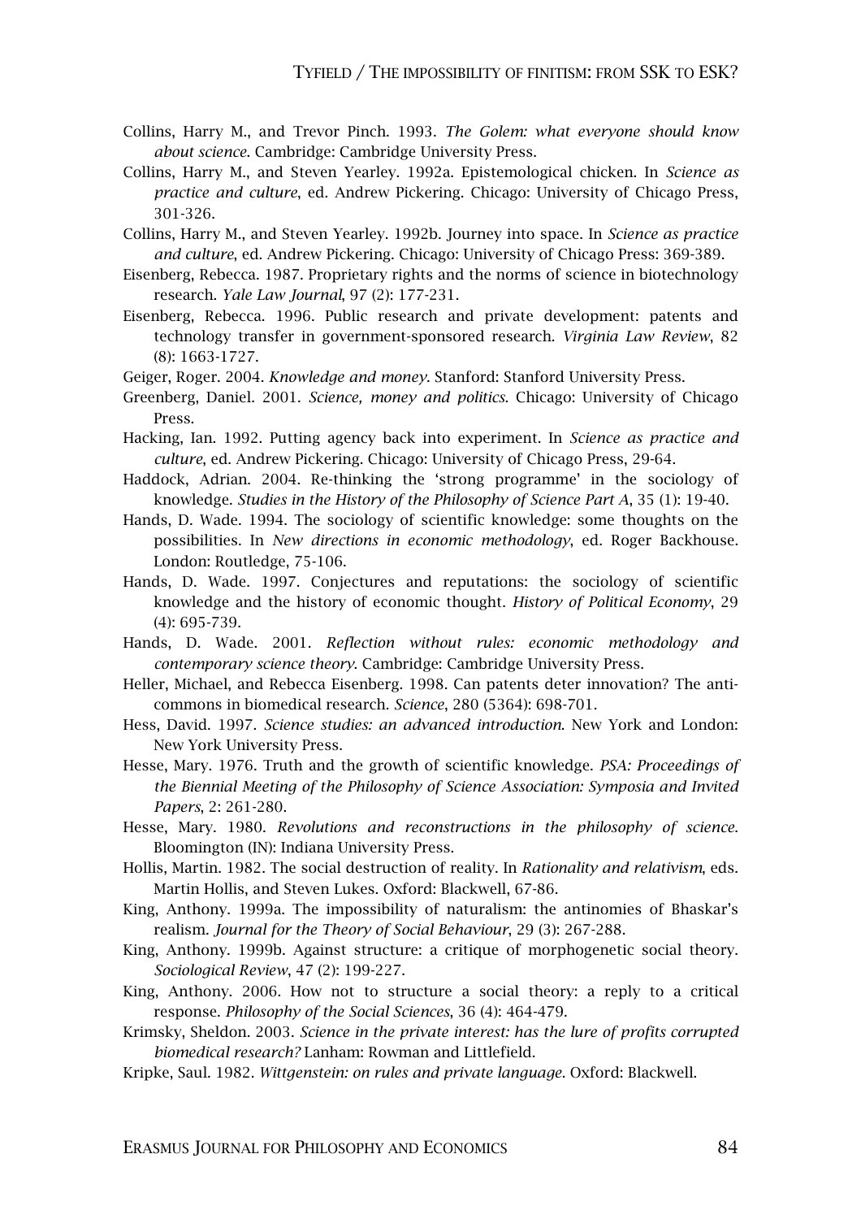Collins, Harry M., and Trevor Pinch. 1993. *The Golem: what everyone should know about science*. Cambridge: Cambridge University Press.

Collins, Harry M., and Steven Yearley. 1992a. Epistemological chicken. In *Science as practice and culture*, ed. Andrew Pickering. Chicago: University of Chicago Press, 301-326.

Collins, Harry M., and Steven Yearley. 1992b. Journey into space. In *Science as practice and culture*, ed. Andrew Pickering. Chicago: University of Chicago Press: 369-389.

Eisenberg, Rebecca. 1987. Proprietary rights and the norms of science in biotechnology research. *Yale Law Journal*, 97 (2): 177-231.

Eisenberg, Rebecca. 1996. Public research and private development: patents and technology transfer in government-sponsored research. *Virginia Law Review*, 82 (8): 1663-1727.

Geiger, Roger. 2004. *Knowledge and money*. Stanford: Stanford University Press.

Greenberg, Daniel. 2001. *Science, money and politics*. Chicago: University of Chicago Press.

Hacking, Ian. 1992. Putting agency back into experiment. In *Science as practice and culture*, ed. Andrew Pickering. Chicago: University of Chicago Press, 29-64.

Haddock, Adrian. 2004. Re-thinking the 'strong programme' in the sociology of knowledge. *Studies in the History of the Philosophy of Science Part A*, 35 (1): 19-40.

Hands, D. Wade. 1994. The sociology of scientific knowledge: some thoughts on the possibilities. In *New directions in economic methodology*, ed. Roger Backhouse. London: Routledge, 75-106.

Hands, D. Wade. 1997. Conjectures and reputations: the sociology of scientific knowledge and the history of economic thought. *History of Political Economy*, 29 (4): 695-739.

Hands, D. Wade. 2001. *Reflection without rules: economic methodology and contemporary science theory*. Cambridge: Cambridge University Press.

Heller, Michael, and Rebecca Eisenberg. 1998. Can patents deter innovation? The anti-commons in biomedical research. *Science*, 280 (5364): 698-701.

Hess, David. 1997. *Science studies: an advanced introduction*. New York and London: New York University Press.

Hesse, Mary. 1976. Truth and the growth of scientific knowledge. *PSA: Proceedings of the Biennial Meeting of the Philosophy of Science Association: Symposia and Invited Papers*, 2: 261-280.

Hesse, Mary. 1980. *Revolutions and reconstructions in the philosophy of science*. Bloomington (IN): Indiana University Press.

Hollis, Martin. 1982. The social destruction of reality. In *Rationality and relativism*, eds. Martin Hollis, and Steven Lukes. Oxford: Blackwell, 67-86.

King, Anthony. 1999a. The impossibility of naturalism: the antinomies of Bhaskar's realism. *Journal for the Theory of Social Behaviour*, 29 (3): 267-288.

King, Anthony. 1999b. Against structure: a critique of morphogenetic social theory. *Sociological Review*, 47 (2): 199-227.

King, Anthony. 2006. How not to structure a social theory: a reply to a critical response. *Philosophy of the Social Sciences*, 36 (4): 464-479.

Krimsky, Sheldon. 2003. *Science in the private interest: has the lure of profits corrupted biomedical research?* Lanham: Rowman and Littlefield.

Kripke, Saul. 1982. *Wittgenstein: on rules and private language*. Oxford: Blackwell.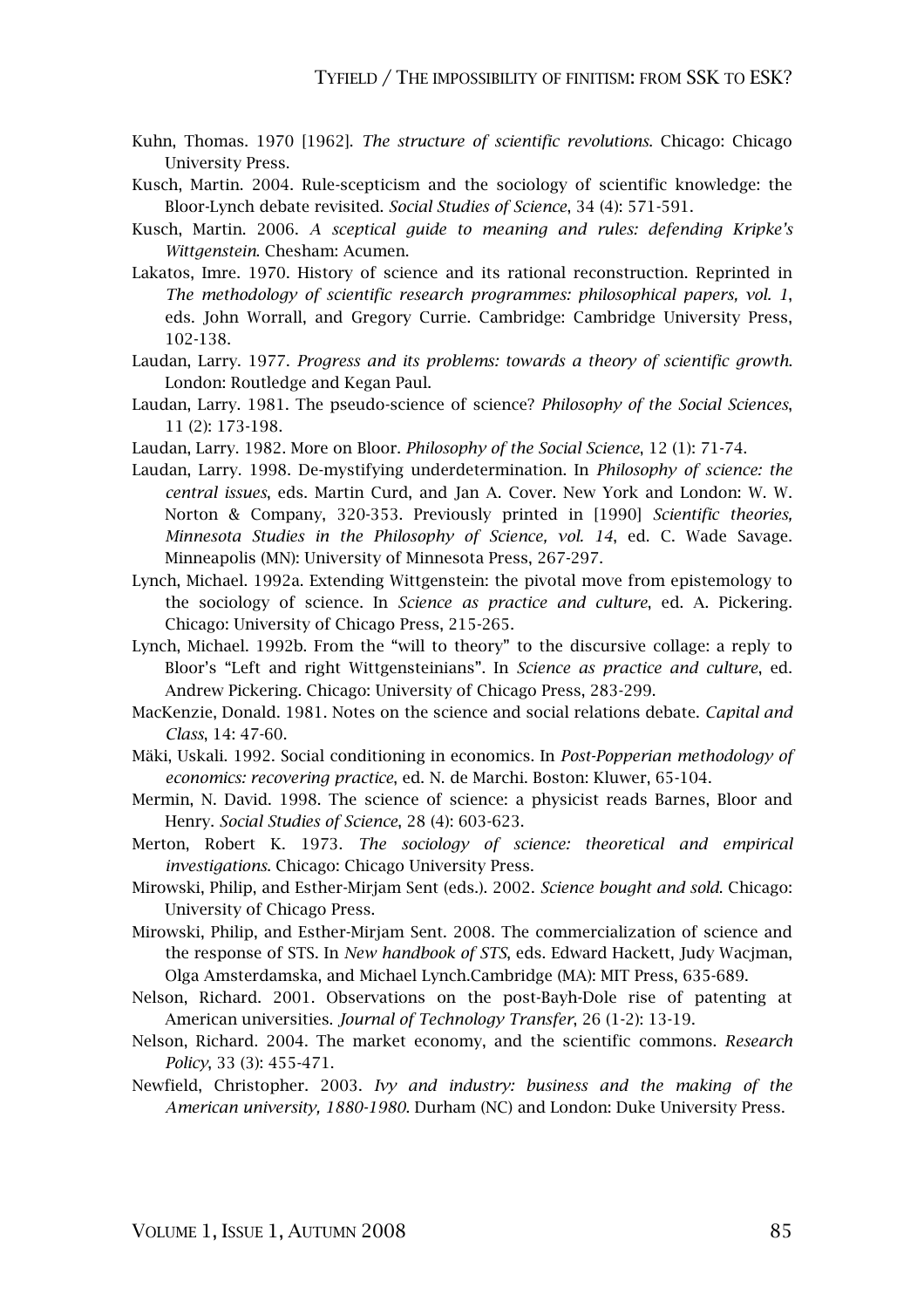Kuhn, Thomas. 1970 [1962]. *The structure of scientific revolutions*. Chicago: Chicago University Press.

Kusch, Martin. 2004. Rule-scepticism and the sociology of scientific knowledge: the Bloor-Lynch debate revisited. *Social Studies of Science*, 34 (4): 571-591.

Kusch, Martin. 2006. *A sceptical guide to meaning and rules: defending Kripke's Wittgenstein*. Chesham: Acumen.

Lakatos, Imre. 1970. History of science and its rational reconstruction. Reprinted in *The methodology of scientific research programmes: philosophical papers, vol. 1*, eds. John Worrall, and Gregory Currie. Cambridge: Cambridge University Press, 102-138.

Laudan, Larry. 1977. *Progress and its problems: towards a theory of scientific growth*. London: Routledge and Kegan Paul.

Laudan, Larry. 1981. The pseudo-science of science? *Philosophy of the Social Sciences*, 11 (2): 173-198.

Laudan, Larry. 1982. More on Bloor. *Philosophy of the Social Science*, 12 (1): 71-74.

Laudan, Larry. 1998. De-mystifying underdetermination. In *Philosophy of science: the central issues*, eds. Martin Curd, and Jan A. Cover. New York and London: W. W. Norton & Company, 320-353. Previously printed in [1990] *Scientific theories, Minnesota Studies in the Philosophy of Science, vol. 14*, ed. C. Wade Savage. Minneapolis (MN): University of Minnesota Press, 267-297.

Lynch, Michael. 1992a. Extending Wittgenstein: the pivotal move from epistemology to the sociology of science. In *Science as practice and culture*, ed. A. Pickering. Chicago: University of Chicago Press, 215-265.

Lynch, Michael. 1992b. From the "will to theory" to the discursive collage: a reply to Bloor's "Left and right Wittgensteinians". In *Science as practice and culture*, ed. Andrew Pickering. Chicago: University of Chicago Press, 283-299.

MacKenzie, Donald. 1981. Notes on the science and social relations debate. *Capital and Class*, 14: 47-60.

Mäki, Uskali. 1992. Social conditioning in economics. In *Post-Popperian methodology of economics: recovering practice*, ed. N. de Marchi. Boston: Kluwer, 65-104.

Mermin, N. David. 1998. The science of science: a physicist reads Barnes, Bloor and Henry. *Social Studies of Science*, 28 (4): 603-623.

Merton, Robert K. 1973. *The sociology of science: theoretical and empirical investigations*. Chicago: Chicago University Press.

Mirowski, Philip, and Esther-Mirjam Sent (eds.). 2002. *Science bought and sold*. Chicago: University of Chicago Press.

Mirowski, Philip, and Esther-Mirjam Sent. 2008. The commercialization of science and the response of STS. In *New handbook of STS*, eds. Edward Hackett, Judy Wacjman, Olga Amsterdamska, and Michael Lynch.Cambridge (MA): MIT Press, 635-689.

Nelson, Richard. 2001. Observations on the post-Bayh-Dole rise of patenting at American universities. *Journal of Technology Transfer*, 26 (1-2): 13-19.

Nelson, Richard. 2004. The market economy, and the scientific commons. *Research Policy*, 33 (3): 455-471.

Newfield, Christopher. 2003. *Ivy and industry: business and the making of the American university, 1880-1980*. Durham (NC) and London: Duke University Press.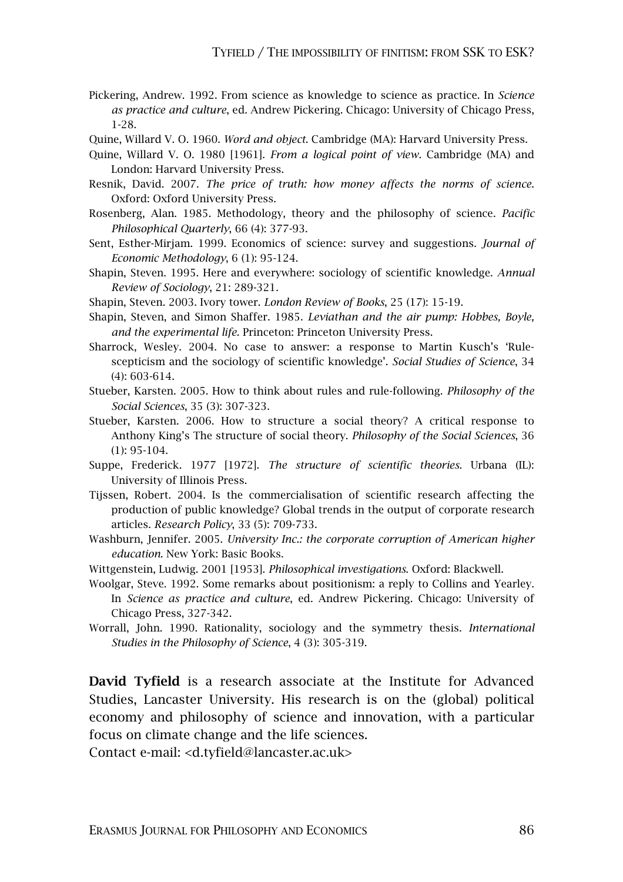Pickering, Andrew. 1992. From science as knowledge to science as practice. In *Science as practice and culture*, ed. Andrew Pickering. Chicago: University of Chicago Press, 1-28.

Quine, Willard V. O. 1960. *Word and object*. Cambridge (MA): Harvard University Press.

Quine, Willard V. O. 1980 [1961]. *From a logical point of view*. Cambridge (MA) and London: Harvard University Press.

Resnik, David. 2007. *The price of truth: how money affects the norms of science*. Oxford: Oxford University Press.

Rosenberg, Alan. 1985. Methodology, theory and the philosophy of science. *Pacific Philosophical Quarterly*, 66 (4): 377-93.

Sent, Esther-Mirjam. 1999. Economics of science: survey and suggestions. *Journal of Economic Methodology*, 6 (1): 95-124.

Shapin, Steven. 1995. Here and everywhere: sociology of scientific knowledge. *Annual Review of Sociology*, 21: 289-321.

Shapin, Steven. 2003. Ivory tower. *London Review of Books*, 25 (17): 15-19.

Shapin, Steven, and Simon Shaffer. 1985. *Leviathan and the air pump: Hobbes, Boyle, and the experimental life*. Princeton: Princeton University Press.

Sharrock, Wesley. 2004. No case to answer: a response to Martin Kusch's 'Rule-scepticism and the sociology of scientific knowledge'. *Social Studies of Science*, 34 (4): 603-614.

Stueber, Karsten. 2005. How to think about rules and rule-following. *Philosophy of the Social Sciences*, 35 (3): 307-323.

Stueber, Karsten. 2006. How to structure a social theory? A critical response to Anthony King's The structure of social theory. *Philosophy of the Social Sciences*, 36 (1): 95-104.

Suppe, Frederick. 1977 [1972]. *The structure of scientific theories*. Urbana (IL): University of Illinois Press.

Tijssen, Robert. 2004. Is the commercialisation of scientific research affecting the production of public knowledge? Global trends in the output of corporate research articles. *Research Policy*, 33 (5): 709-733.

Washburn, Jennifer. 2005. *University Inc.: the corporate corruption of American higher education*. New York: Basic Books.

Wittgenstein, Ludwig. 2001 [1953]. *Philosophical investigations*. Oxford: Blackwell.

Woolgar, Steve. 1992. Some remarks about positionism: a reply to Collins and Yearley. In *Science as practice and culture*, ed. Andrew Pickering. Chicago: University of Chicago Press, 327-342.

Worrall, John. 1990. Rationality, sociology and the symmetry thesis. *International Studies in the Philosophy of Science*, 4 (3): 305-319.

**David Tyfield** is a research associate at the Institute for Advanced Studies, Lancaster University. His research is on the (global) political economy and philosophy of science and innovation, with a particular focus on climate change and the life sciences.
Contact e-mail: <d.tyfield@lancaster.ac.uk>